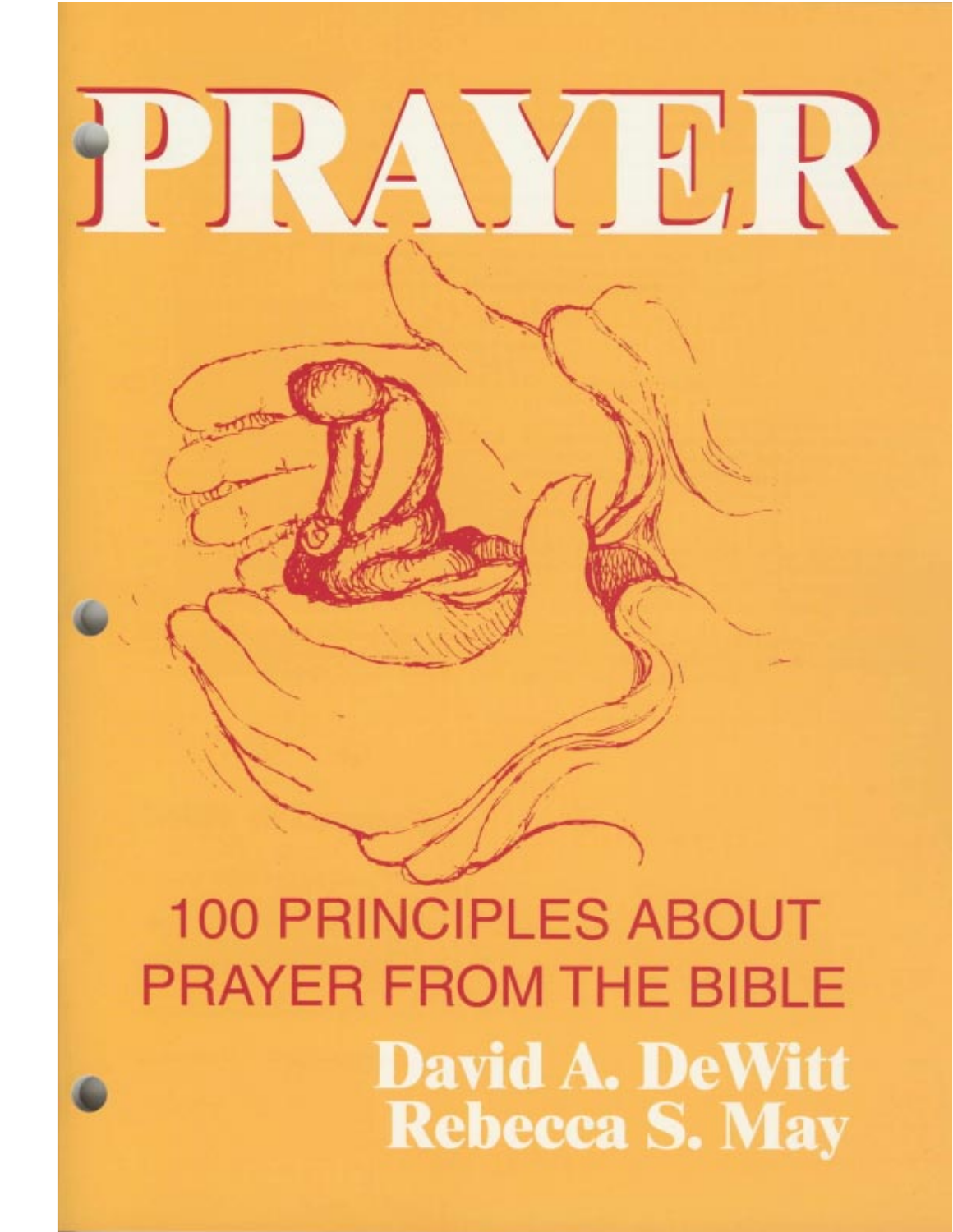# PRAYER

## 100 PRINCIPLES ABOUT PRAYER FROM THE BIBLE

**David A. DeWitt**
**Rebecca S. May**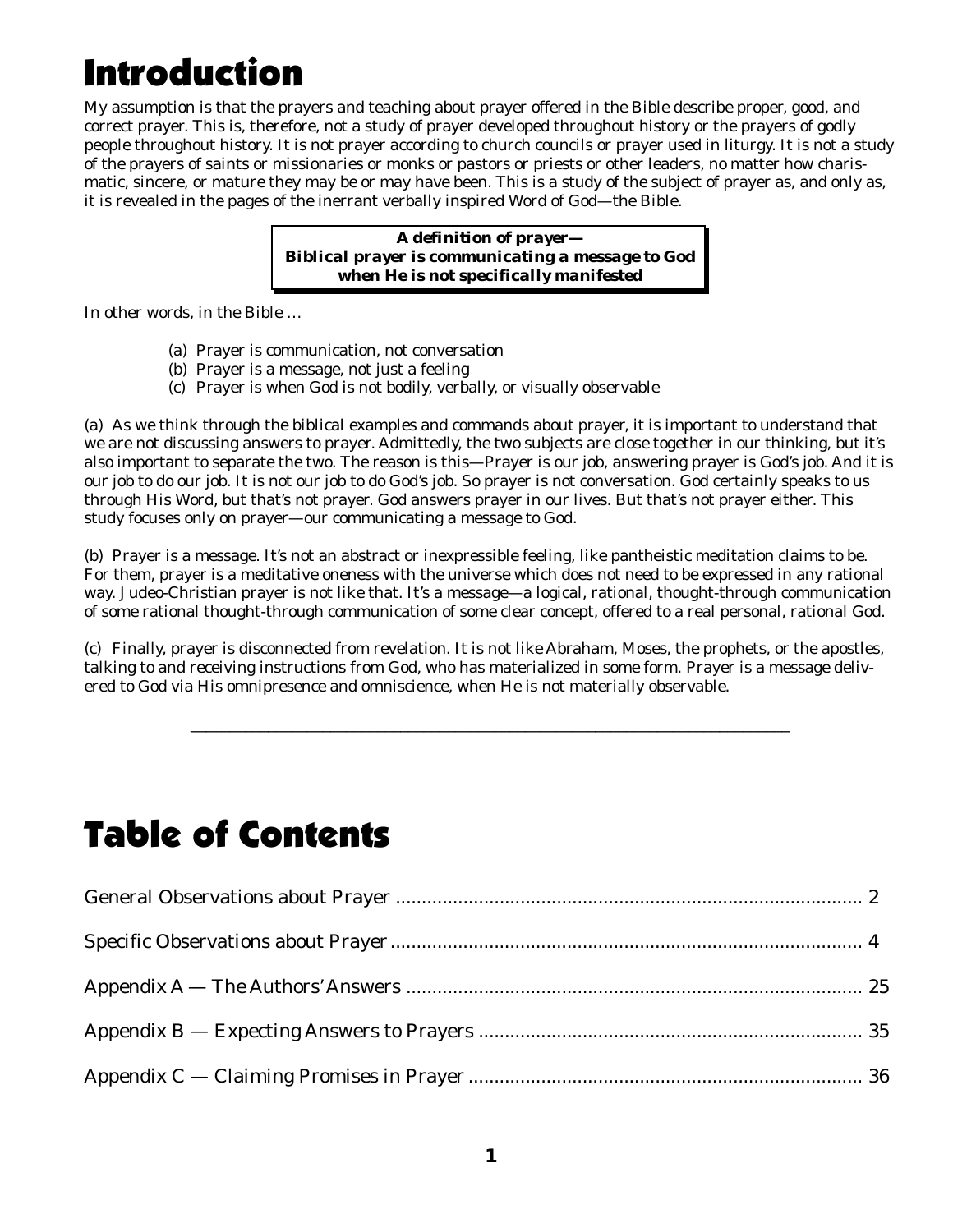# Introduction

My assumption is that the prayers and teaching about prayer offered in the Bible describe proper, good, and correct prayer. This is, therefore, not a study of prayer developed throughout history or the prayers of godly people throughout history. It is not prayer according to church councils or prayer used in liturgy. It is not a study of the prayers of saints or missionaries or monks or pastors or priests or other leaders, no matter how charismatic, sincere, or mature they may be or may have been. This is a study of the subject of prayer as, and only as, it is revealed in the pages of the inerrant verbally inspired Word of God—the Bible.

> ***A definition of prayer—***
> ***Biblical prayer is communicating a message to God when He is not specifically manifested***

In other words, in the Bible …

(a) Prayer is communication, not conversation
(b) Prayer is a message, not just a feeling
(c) Prayer is when God is not bodily, verbally, or visually observable

(a) As we think through the biblical examples and commands about prayer, it is important to understand that we are not discussing answers to prayer. Admittedly, the two subjects are close together in our thinking, but it's also important to separate the two. The reason is this—Prayer is our job, answering prayer is God's job. And it is our job to do our job. It is not our job to do God's job. So prayer is not conversation. God certainly speaks to us through His Word, but that's not prayer. God answers prayer in our lives. But that's not prayer either. This study focuses only on prayer—our communicating a message to God.

(b) Prayer is a message. It's not an abstract or inexpressible feeling, like pantheistic meditation claims to be. For them, prayer is a meditative oneness with the universe which does not need to be expressed in any rational way. Judeo-Christian prayer is not like that. It's a message—a logical, rational, thought-through communication of some rational thought-through communication of some clear concept, offered to a real personal, rational God.

(c) Finally, prayer is disconnected from revelation. It is not like Abraham, Moses, the prophets, or the apostles, talking to and receiving instructions from God, who has materialized in some form. Prayer is a message delivered to God via His omnipresence and omniscience, when He is not materially observable.

---

# Table of Contents

General Observations about Prayer .......... 2

Specific Observations about Prayer .......... 4

Appendix A — The Authors' Answers .......... 25

Appendix B — Expecting Answers to Prayers .......... 35

Appendix C — Claiming Promises in Prayer .......... 36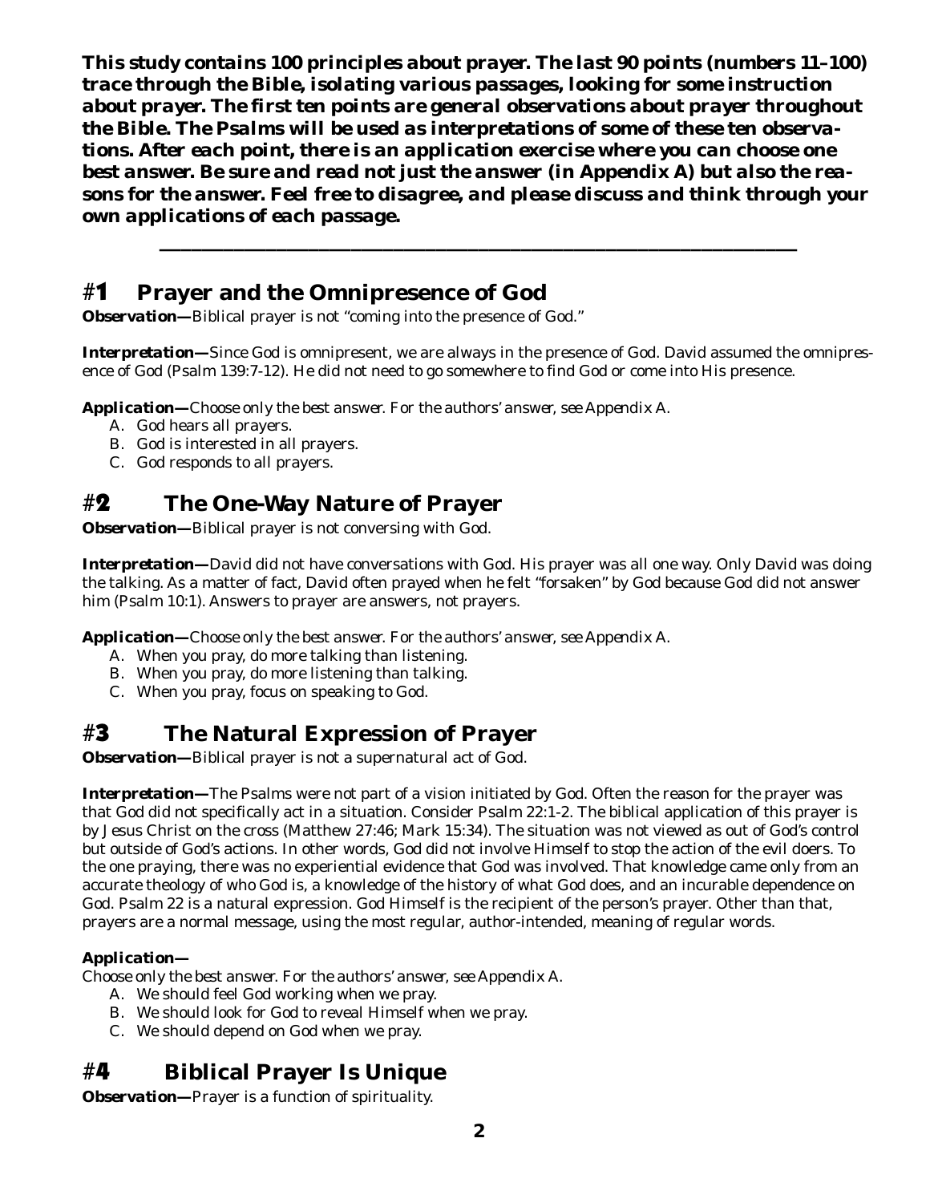**This study contains 100 principles about prayer. The last 90 points (numbers 11–100) trace through the Bible, isolating various passages, looking for some instruction about prayer. The first ten points are general observations about prayer throughout the Bible. The Psalms will be used as interpretations of some of these ten observations. After each point, there is an application exercise where you can choose one best answer. Be sure and read not just the answer (in Appendix A) but also the reasons for the answer. Feel free to disagree, and please discuss and think through your own applications of each passage.**

---

## #1 Prayer and the Omnipresence of God

***Observation—*** Biblical prayer is not "coming into the presence of God."

***Interpretation—*** Since God is omnipresent, we are always in the presence of God. David assumed the omnipresence of God (Psalm 139:7-12). He did not need to go somewhere to find God or come into His presence.

***Application—*** *Choose only the best answer. For the authors' answer, see Appendix A.*

A. God hears all prayers.
B. God is interested in all prayers.
C. God responds to all prayers.

## #2 The One-Way Nature of Prayer

***Observation—*** Biblical prayer is not conversing with God.

***Interpretation—*** David did not have conversations with God. His prayer was all one way. Only David was doing the talking. As a matter of fact, David often prayed when he felt "forsaken" by God because God did not answer him (Psalm 10:1). Answers to prayer are answers, not prayers.

***Application—*** *Choose only the best answer. For the authors' answer, see Appendix A.*

A. When you pray, do more talking than listening.
B. When you pray, do more listening than talking.
C. When you pray, focus on speaking to God.

## #3 The Natural Expression of Prayer

***Observation—*** Biblical prayer is not a supernatural act of God.

***Interpretation—*** The Psalms were not part of a vision initiated by God. Often the reason for the prayer was that God did not specifically act in a situation. Consider Psalm 22:1-2. The biblical application of this prayer is by Jesus Christ on the cross (Matthew 27:46; Mark 15:34). The situation was not viewed as out of God's control but outside of God's actions. In other words, God did not involve Himself to stop the action of the evil doers. To the one praying, there was no experiential evidence that God was involved. That knowledge came only from an accurate theology of who God is, a knowledge of the history of what God does, and an incurable dependence on God. Psalm 22 is a natural expression. God Himself is the recipient of the person's prayer. Other than that, prayers are a normal message, using the most regular, author-intended, meaning of regular words.

***Application—***

*Choose only the best answer. For the authors' answer, see Appendix A.*

A. We should feel God working when we pray.
B. We should look for God to reveal Himself when we pray.
C. We should depend on God when we pray.

## #4 Biblical Prayer Is Unique

***Observation—*** Prayer is a function of spirituality.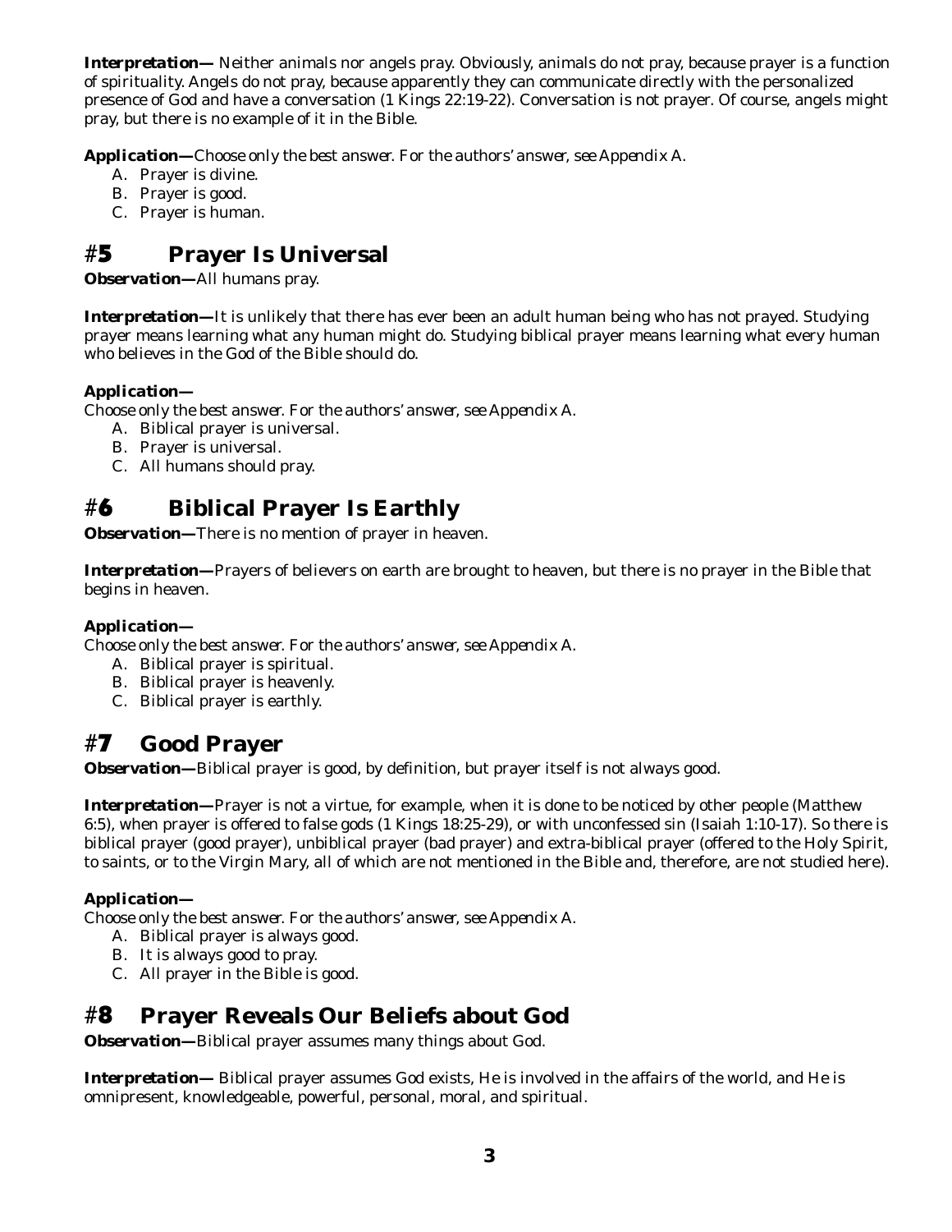***Interpretation—*** Neither animals nor angels pray. Obviously, animals do not pray, because prayer is a function of spirituality. Angels do not pray, because apparently they can communicate directly with the personalized presence of God and have a conversation (1 Kings 22:19-22). Conversation is not prayer. Of course, angels might pray, but there is no example of it in the Bible.

***Application—*** *Choose only the best answer. For the authors' answer, see Appendix A.*

A. Prayer is divine.
B. Prayer is good.
C. Prayer is human.

## #5 Prayer Is Universal

***Observation—*** All humans pray.

***Interpretation—*** It is unlikely that there has ever been an adult human being who has not prayed. Studying prayer means learning what any human might do. Studying biblical prayer means learning what every human who believes in the God of the Bible should do.

***Application—***

*Choose only the best answer. For the authors' answer, see Appendix A.*

A. Biblical prayer is universal.
B. Prayer is universal.
C. All humans should pray.

## #6 Biblical Prayer Is Earthly

***Observation—*** There is no mention of prayer in heaven.

***Interpretation—*** Prayers of believers on earth are brought to heaven, but there is no prayer in the Bible that begins in heaven.

***Application—***

*Choose only the best answer. For the authors' answer, see Appendix A.*

A. Biblical prayer is spiritual.
B. Biblical prayer is heavenly.
C. Biblical prayer is earthly.

## #7 Good Prayer

***Observation—*** Biblical prayer is good, by definition, but prayer itself is not always good.

***Interpretation—*** Prayer is not a virtue, for example, when it is done to be noticed by other people (Matthew 6:5), when prayer is offered to false gods (1 Kings 18:25-29), or with unconfessed sin (Isaiah 1:10-17). So there is biblical prayer (good prayer), unbiblical prayer (bad prayer) and extra-biblical prayer (offered to the Holy Spirit, to saints, or to the Virgin Mary, all of which are not mentioned in the Bible and, therefore, are not studied here).

***Application—***

*Choose only the best answer. For the authors' answer, see Appendix A.*

A. Biblical prayer is always good.
B. It is always good to pray.
C. All prayer in the Bible is good.

## #8 Prayer Reveals Our Beliefs about God

***Observation—*** Biblical prayer assumes many things about God.

***Interpretation—*** Biblical prayer assumes God exists, He is involved in the affairs of the world, and He is omnipresent, knowledgeable, powerful, personal, moral, and spiritual.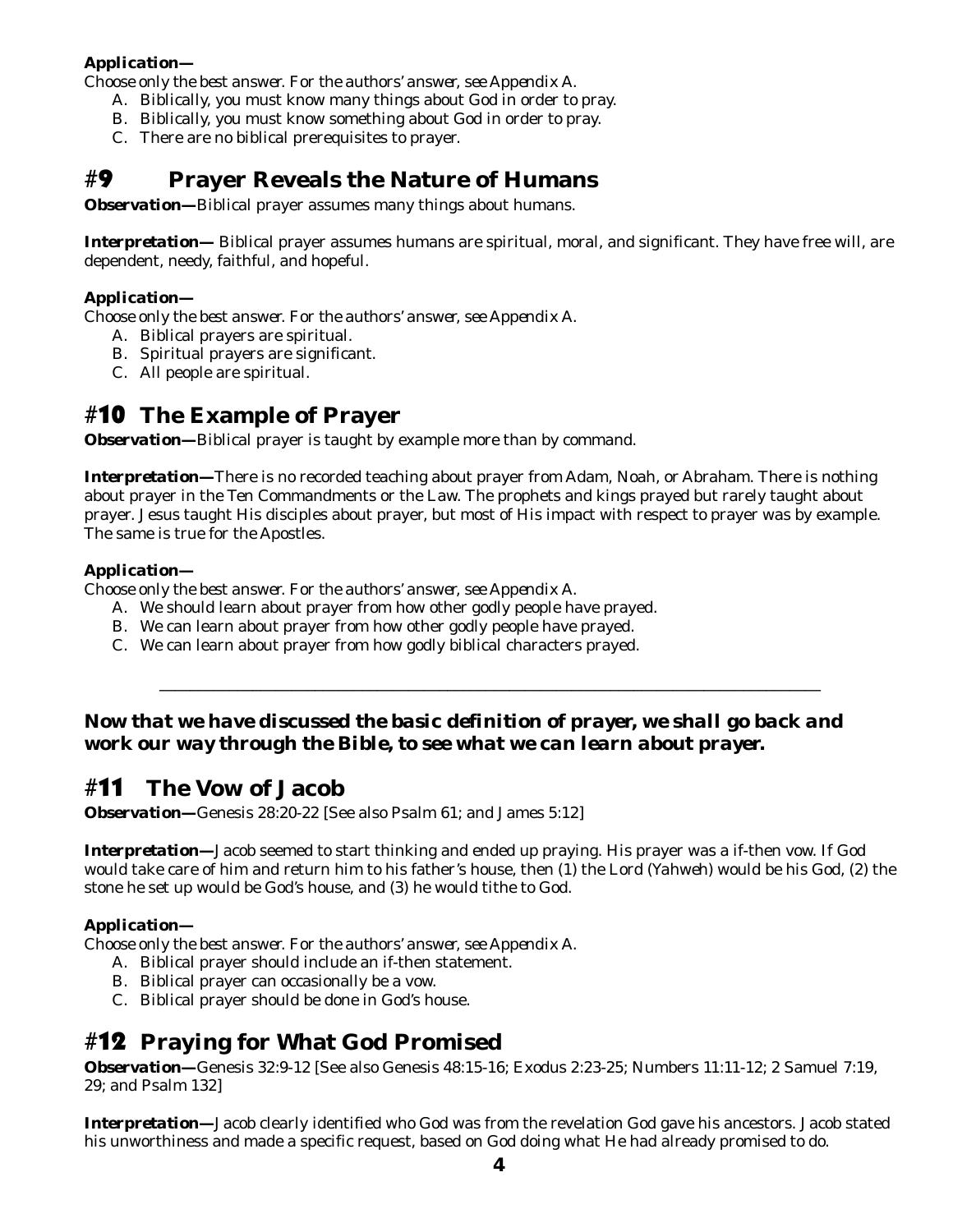**Application—**

*Choose only the best answer. For the authors' answer, see Appendix A.*

A. Biblically, you must know many things about God in order to pray.
B. Biblically, you must know something about God in order to pray.
C. There are no biblical prerequisites to prayer.

## #9 Prayer Reveals the Nature of Humans

***Observation—*** Biblical prayer assumes many things about humans.

***Interpretation—*** Biblical prayer assumes humans are spiritual, moral, and significant. They have free will, are dependent, needy, faithful, and hopeful.

**Application—**

*Choose only the best answer. For the authors' answer, see Appendix A.*

A. Biblical prayers are spiritual.
B. Spiritual prayers are significant.
C. All people are spiritual.

## #10 The Example of Prayer

***Observation—*** Biblical prayer is taught by example more than by command.

***Interpretation—*** There is no recorded teaching about prayer from Adam, Noah, or Abraham. There is nothing about prayer in the Ten Commandments or the Law. The prophets and kings prayed but rarely taught about prayer. Jesus taught His disciples about prayer, but most of His impact with respect to prayer was by example. The same is true for the Apostles.

**Application—**

*Choose only the best answer. For the authors' answer, see Appendix A.*

A. We should learn about prayer from how other godly people have prayed.
B. We can learn about prayer from how other godly people have prayed.
C. We can learn about prayer from how godly biblical characters prayed.

---

***Now that we have discussed the basic definition of prayer, we shall go back and work our way through the Bible, to see what we can learn about prayer.***

## #11 The Vow of Jacob

***Observation—*** Genesis 28:20-22 [See also Psalm 61; and James 5:12]

***Interpretation—*** Jacob seemed to start thinking and ended up praying. His prayer was a if-then vow. If God would take care of him and return him to his father's house, then (1) the Lord (Yahweh) would be his God, (2) the stone he set up would be God's house, and (3) he would tithe to God.

**Application—**

*Choose only the best answer. For the authors' answer, see Appendix A.*

A. Biblical prayer should include an if-then statement.
B. Biblical prayer can occasionally be a vow.
C. Biblical prayer should be done in God's house.

## #12 Praying for What God Promised

***Observation—*** Genesis 32:9-12 [See also Genesis 48:15-16; Exodus 2:23-25; Numbers 11:11-12; 2 Samuel 7:19, 29; and Psalm 132]

***Interpretation—*** Jacob clearly identified who God was from the revelation God gave his ancestors. Jacob stated his unworthiness and made a specific request, based on God doing what He had already promised to do.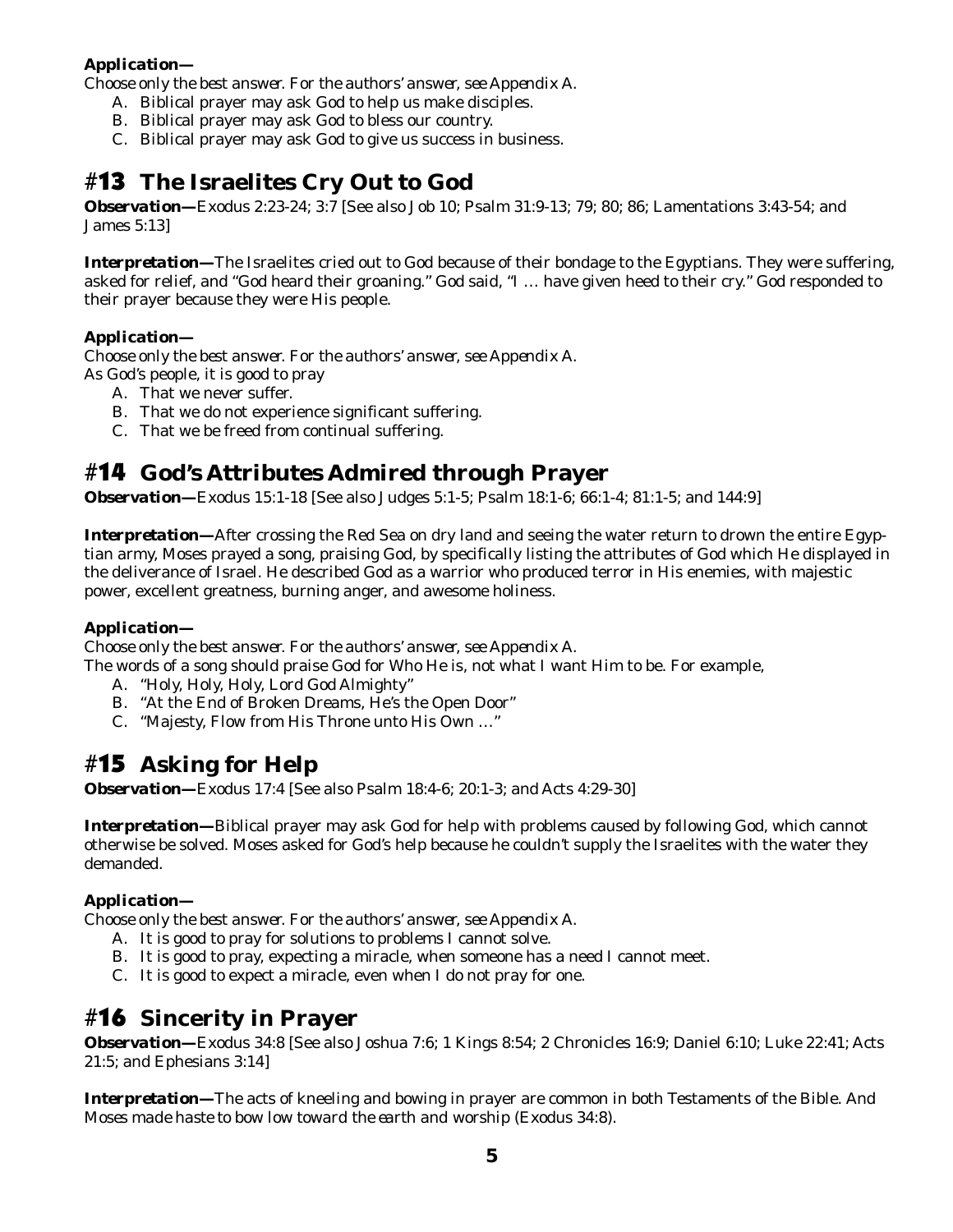**Application—**

*Choose only the best answer. For the authors' answer, see Appendix A.*

A. Biblical prayer may ask God to help us make disciples.
B. Biblical prayer may ask God to bless our country.
C. Biblical prayer may ask God to give us success in business.

## #13 The Israelites Cry Out to God

**Observation—**Exodus 2:23-24; 3:7 [See also Job 10; Psalm 31:9-13; 79; 80; 86; Lamentations 3:43-54; and James 5:13]

**Interpretation—**The Israelites cried out to God because of their bondage to the Egyptians. They were suffering, asked for relief, and "God heard their groaning." God said, "I … have given heed to their cry." God responded to their prayer because they were His people.

**Application—**

*Choose only the best answer. For the authors' answer, see Appendix A.*

As God's people, it is good to pray

A. That we never suffer.
B. That we do not experience significant suffering.
C. That we be freed from continual suffering.

## #14 God's Attributes Admired through Prayer

**Observation—**Exodus 15:1-18 [See also Judges 5:1-5; Psalm 18:1-6; 66:1-4; 81:1-5; and 144:9]

**Interpretation—**After crossing the Red Sea on dry land and seeing the water return to drown the entire Egyptian army, Moses prayed a song, praising God, by specifically listing the attributes of God which He displayed in the deliverance of Israel. He described God as a warrior who produced terror in His enemies, with majestic power, excellent greatness, burning anger, and awesome holiness.

**Application—**

*Choose only the best answer. For the authors' answer, see Appendix A.*

The words of a song should praise God for Who He is, not what I want Him to be. For example,

A. "Holy, Holy, Holy, Lord God Almighty"
B. "At the End of Broken Dreams, He's the Open Door"
C. "Majesty, Flow from His Throne unto His Own …"

## #15 Asking for Help

**Observation—**Exodus 17:4 [See also Psalm 18:4-6; 20:1-3; and Acts 4:29-30]

**Interpretation—**Biblical prayer may ask God for help with problems caused by following God, which cannot otherwise be solved. Moses asked for God's help because he couldn't supply the Israelites with the water they demanded.

**Application—**

*Choose only the best answer. For the authors' answer, see Appendix A.*

A. It is good to pray for solutions to problems I cannot solve.
B. It is good to pray, expecting a miracle, when someone has a need I cannot meet.
C. It is good to expect a miracle, even when I do not pray for one.

## #16 Sincerity in Prayer

**Observation—**Exodus 34:8 [See also Joshua 7:6; 1 Kings 8:54; 2 Chronicles 16:9; Daniel 6:10; Luke 22:41; Acts 21:5; and Ephesians 3:14]

**Interpretation—**The acts of kneeling and bowing in prayer are common in both Testaments of the Bible. *And Moses made haste to bow low toward the earth and worship* (Exodus 34:8).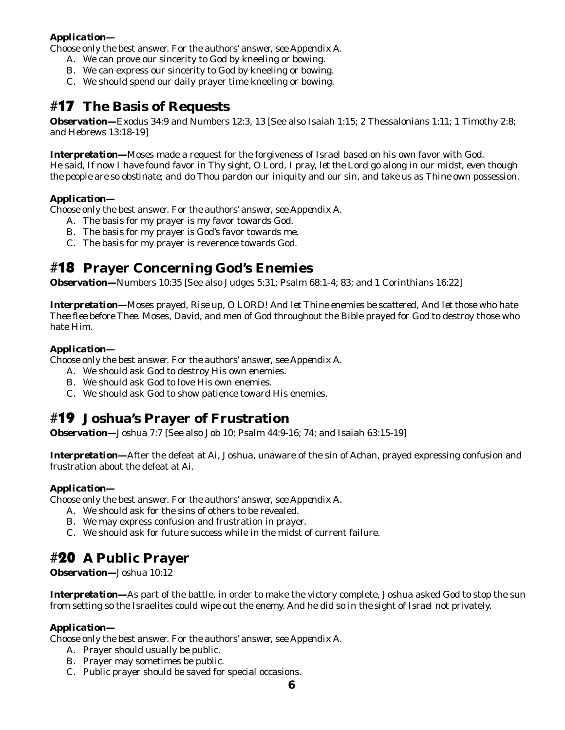***Application—***

*Choose only the best answer. For the authors' answer, see Appendix A.*

A. We can prove our sincerity to God by kneeling or bowing.
B. We can express our sincerity to God by kneeling or bowing.
C. We should spend our daily prayer time kneeling or bowing.

# #17 The Basis of Requests

***Observation—*** Exodus 34:9 and Numbers 12:3, 13 [See also Isaiah 1:15; 2 Thessalonians 1:11; 1 Timothy 2:8; and Hebrews 13:18-19]

***Interpretation—*** Moses made a request for the forgiveness of Israel based on his own favor with God. He said, *If now I have found favor in Thy sight, O Lord, I pray, let the Lord go along in our midst, even though the people are so obstinate; and do Thou pardon our iniquity and our sin, and take us as Thine own possession.*

***Application—***

*Choose only the best answer. For the authors' answer, see Appendix A.*

A. The basis for my prayer is my favor towards God.
B. The basis for my prayer is God's favor towards me.
C. The basis for my prayer is reverence towards God.

# #18 Prayer Concerning God's Enemies

***Observation—*** Numbers 10:35 [See also Judges 5:31; Psalm 68:1-4; 83; and 1 Corinthians 16:22]

***Interpretation—*** Moses prayed, *Rise up, O LORD! And let Thine enemies be scattered, And let those who hate Thee flee before Thee.* Moses, David, and men of God throughout the Bible prayed for God to destroy those who hate Him.

***Application—***

*Choose only the best answer. For the authors' answer, see Appendix A.*

A. We should ask God to destroy His own enemies.
B. We should ask God to love His own enemies.
C. We should ask God to show patience toward His enemies.

# #19 Joshua's Prayer of Frustration

***Observation—*** Joshua 7:7 [See also Job 10; Psalm 44:9-16; 74; and Isaiah 63:15-19]

***Interpretation—*** After the defeat at Ai, Joshua, unaware of the sin of Achan, prayed expressing confusion and frustration about the defeat at Ai.

***Application—***

*Choose only the best answer. For the authors' answer, see Appendix A.*

A. We should ask for the sins of others to be revealed.
B. We may express confusion and frustration in prayer.
C. We should ask for future success while in the midst of current failure.

# #20 A Public Prayer

***Observation—*** Joshua 10:12

***Interpretation—*** As part of the battle, in order to make the victory complete, Joshua asked God to stop the sun from setting so the Israelites could wipe out the enemy. And he did so *in the sight of Israel* not privately.

***Application—***

*Choose only the best answer. For the authors' answer, see Appendix A.*

A. Prayer should usually be public.
B. Prayer may sometimes be public.
C. Public prayer should be saved for special occasions.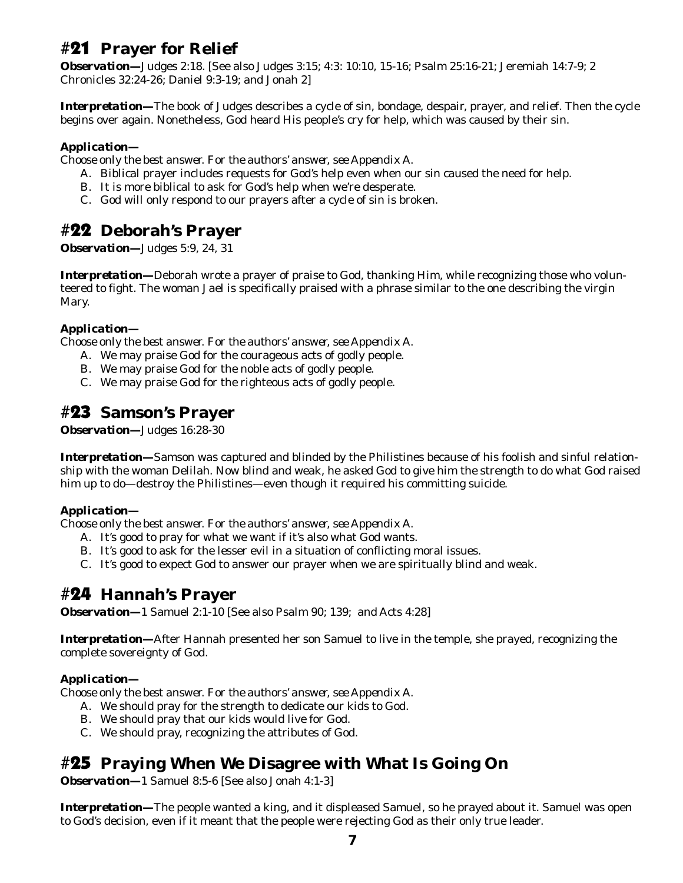## #21 Prayer for Relief

***Observation—*** *Judges 2:18. [See also Judges 3:15; 4:3: 10:10, 15-16; Psalm 25:16-21; Jeremiah 14:7-9; 2 Chronicles 32:24-26; Daniel 9:3-19; and Jonah 2]*

***Interpretation—*** *The book of Judges describes a cycle of sin, bondage, despair, prayer, and relief. Then the cycle begins over again. Nonetheless, God heard His people's cry for help, which was caused by their sin.*

***Application—***

*Choose only the best answer. For the authors' answer, see Appendix A.*

A. Biblical prayer includes requests for God's help even when our sin caused the need for help.
B. It is more biblical to ask for God's help when we're desperate.
C. God will only respond to our prayers after a cycle of sin is broken.

## #22 Deborah's Prayer

***Observation—*** *Judges 5:9, 24, 31*

***Interpretation—*** *Deborah wrote a prayer of praise to God, thanking Him, while recognizing those who volunteered to fight. The woman Jael is specifically praised with a phrase similar to the one describing the virgin Mary.*

***Application—***

*Choose only the best answer. For the authors' answer, see Appendix A.*

A. We may praise God for the courageous acts of godly people.
B. We may praise God for the noble acts of godly people.
C. We may praise God for the righteous acts of godly people.

## #23 Samson's Prayer

***Observation—*** *Judges 16:28-30*

***Interpretation—*** *Samson was captured and blinded by the Philistines because of his foolish and sinful relationship with the woman Delilah. Now blind and weak, he asked God to give him the strength to do what God raised him up to do—destroy the Philistines—even though it required his committing suicide.*

***Application—***

*Choose only the best answer. For the authors' answer, see Appendix A.*

A. It's good to pray for what we want if it's also what God wants.
B. It's good to ask for the lesser evil in a situation of conflicting moral issues.
C. It's good to expect God to answer our prayer when we are spiritually blind and weak.

## #24 Hannah's Prayer

***Observation—*** *1 Samuel 2:1-10 [See also Psalm 90; 139; and Acts 4:28]*

***Interpretation—*** *After Hannah presented her son Samuel to live in the temple, she prayed, recognizing the complete sovereignty of God.*

***Application—***

*Choose only the best answer. For the authors' answer, see Appendix A.*

A. We should pray for the strength to dedicate our kids to God.
B. We should pray that our kids would live for God.
C. We should pray, recognizing the attributes of God.

## #25 Praying When We Disagree with What Is Going On

***Observation—*** *1 Samuel 8:5-6 [See also Jonah 4:1-3]*

***Interpretation—*** *The people wanted a king, and it displeased Samuel, so he prayed about it. Samuel was open to God's decision, even if it meant that the people were rejecting God as their only true leader.*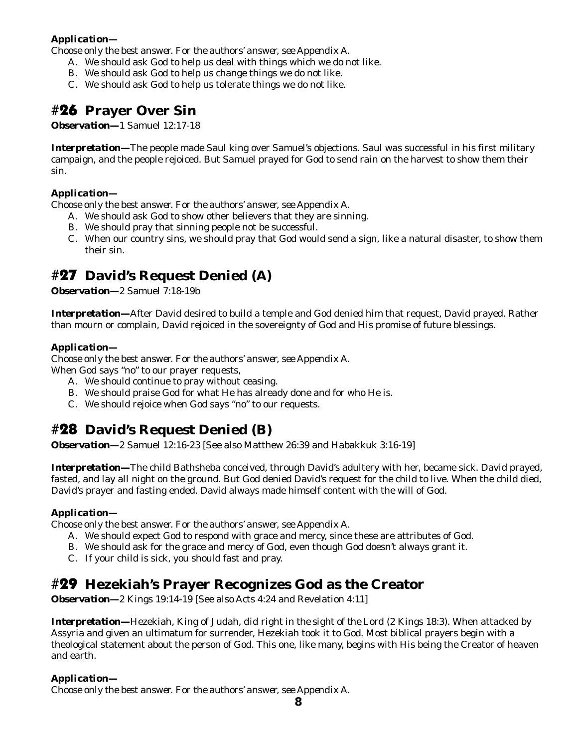**Application—**

*Choose only the best answer. For the authors' answer, see Appendix A.*

A. We should ask God to help us deal with things which we do not like.
B. We should ask God to help us change things we do not like.
C. We should ask God to help us tolerate things we do not like.

## #26 Prayer Over Sin

***Observation—*** 1 Samuel 12:17-18

***Interpretation—*** The people made Saul king over Samuel's objections. Saul was successful in his first military campaign, and the people rejoiced. But Samuel prayed for God to send rain on the harvest to show them their sin.

**Application—**

*Choose only the best answer. For the authors' answer, see Appendix A.*

A. We should ask God to show other believers that they are sinning.
B. We should pray that sinning people not be successful.
C. When our country sins, we should pray that God would send a sign, like a natural disaster, to show them their sin.

## #27 David's Request Denied (A)

***Observation—*** 2 Samuel 7:18-19b

***Interpretation—*** After David desired to build a temple and God denied him that request, David prayed. Rather than mourn or complain, David rejoiced in the sovereignty of God and His promise of future blessings.

**Application—**

*Choose only the best answer. For the authors' answer, see Appendix A.*

When God says "no" to our prayer requests,

A. We should continue to pray without ceasing.
B. We should praise God for what He has already done and for who He is.
C. We should rejoice when God says "no" to our requests.

## #28 David's Request Denied (B)

***Observation—*** 2 Samuel 12:16-23 [See also Matthew 26:39 and Habakkuk 3:16-19]

***Interpretation—*** The child Bathsheba conceived, through David's adultery with her, became sick. David prayed, fasted, and lay all night on the ground. But God denied David's request for the child to live. When the child died, David's prayer and fasting ended. David always made himself content with the will of God.

**Application—**

*Choose only the best answer. For the authors' answer, see Appendix A.*

A. We should expect God to respond with grace and mercy, since these are attributes of God.
B. We should ask for the grace and mercy of God, even though God doesn't always grant it.
C. If your child is sick, you should fast and pray.

## #29 Hezekiah's Prayer Recognizes God as the Creator

***Observation—*** 2 Kings 19:14-19 [See also Acts 4:24 and Revelation 4:11]

***Interpretation—*** Hezekiah, King of Judah, did right in the sight of the Lord (2 Kings 18:3). When attacked by Assyria and given an ultimatum for surrender, Hezekiah took it to God. Most biblical prayers begin with a theological statement about the person of God. This one, like many, begins with His being the Creator of heaven and earth.

**Application—**

*Choose only the best answer. For the authors' answer, see Appendix A.*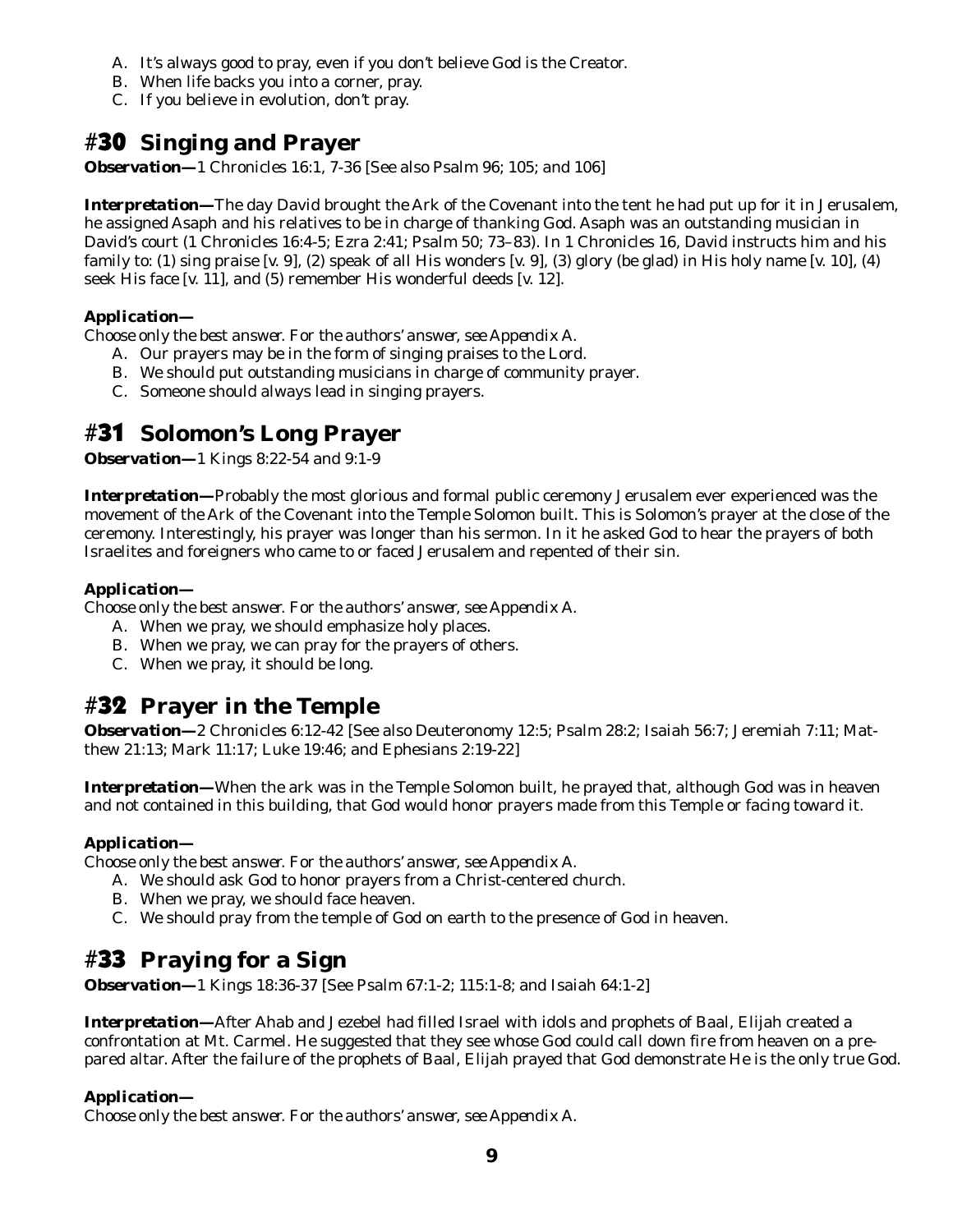A. It's always good to pray, even if you don't believe God is the Creator.
B. When life backs you into a corner, pray.
C. If you believe in evolution, don't pray.

## #30 Singing and Prayer

***Observation—*** 1 Chronicles 16:1, 7-36 [See also Psalm 96; 105; and 106]

***Interpretation—*** The day David brought the Ark of the Covenant into the tent he had put up for it in Jerusalem, he assigned Asaph and his relatives to be in charge of thanking God. Asaph was an outstanding musician in David's court (1 Chronicles 16:4-5; Ezra 2:41; Psalm 50; 73–83). In 1 Chronicles 16, David instructs him and his family to: (1) sing praise [v. 9], (2) speak of all His wonders [v. 9], (3) glory (be glad) in His holy name [v. 10], (4) seek His face [v. 11], and (5) remember His wonderful deeds [v. 12].

***Application—***

*Choose only the best answer. For the authors' answer, see Appendix A.*

A. Our prayers may be in the form of singing praises to the Lord.
B. We should put outstanding musicians in charge of community prayer.
C. Someone should always lead in singing prayers.

## #31 Solomon's Long Prayer

***Observation—*** 1 Kings 8:22-54 and 9:1-9

***Interpretation—*** Probably the most glorious and formal public ceremony Jerusalem ever experienced was the movement of the Ark of the Covenant into the Temple Solomon built. This is Solomon's prayer at the close of the ceremony. Interestingly, his prayer was longer than his sermon. In it he asked God to hear the prayers of both Israelites and foreigners who came to or faced Jerusalem and repented of their sin.

***Application—***

*Choose only the best answer. For the authors' answer, see Appendix A.*

A. When we pray, we should emphasize holy places.
B. When we pray, we can pray for the prayers of others.
C. When we pray, it should be long.

## #32 Prayer in the Temple

***Observation—*** 2 Chronicles 6:12-42 [See also Deuteronomy 12:5; Psalm 28:2; Isaiah 56:7; Jeremiah 7:11; Matthew 21:13; Mark 11:17; Luke 19:46; and Ephesians 2:19-22]

***Interpretation—*** When the ark was in the Temple Solomon built, he prayed that, although God was in heaven and not contained in this building, that God would honor prayers made from this Temple or facing toward it.

***Application—***

*Choose only the best answer. For the authors' answer, see Appendix A.*

A. We should ask God to honor prayers from a Christ-centered church.
B. When we pray, we should face heaven.
C. We should pray from the temple of God on earth to the presence of God in heaven.

## #33 Praying for a Sign

***Observation—*** 1 Kings 18:36-37 [See Psalm 67:1-2; 115:1-8; and Isaiah 64:1-2]

***Interpretation—*** After Ahab and Jezebel had filled Israel with idols and prophets of Baal, Elijah created a confrontation at Mt. Carmel. He suggested that they see whose God could call down fire from heaven on a prepared altar. After the failure of the prophets of Baal, Elijah prayed that God demonstrate He is the only true God.

***Application—***

*Choose only the best answer. For the authors' answer, see Appendix A.*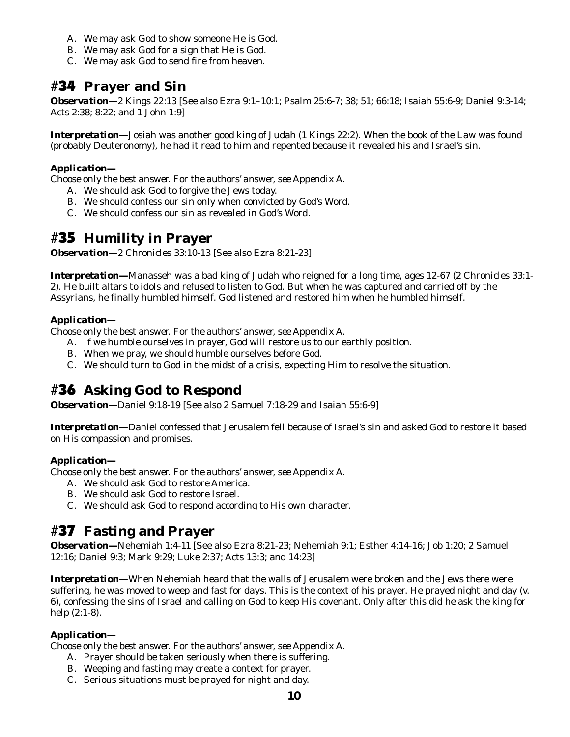A. We may ask God to show someone He is God.
B. We may ask God for a sign that He is God.
C. We may ask God to send fire from heaven.

## #34 Prayer and Sin

***Observation—*** 2 Kings 22:13 [See also Ezra 9:1–10:1; Psalm 25:6-7; 38; 51; 66:18; Isaiah 55:6-9; Daniel 9:3-14; Acts 2:38; 8:22; and 1 John 1:9]

***Interpretation—*** Josiah was another good king of Judah (1 Kings 22:2). When the book of the Law was found (probably Deuteronomy), he had it read to him and repented because it revealed his and Israel's sin.

***Application—***
*Choose only the best answer. For the authors' answer, see Appendix A.*

A. We should ask God to forgive the Jews today.
B. We should confess our sin only when convicted by God's Word.
C. We should confess our sin as revealed in God's Word.

## #35 Humility in Prayer

***Observation—*** 2 Chronicles 33:10-13 [See also Ezra 8:21-23]

***Interpretation—*** Manasseh was a bad king of Judah who reigned for a long time, ages 12-67 (2 Chronicles 33:1-2). He built altars to idols and refused to listen to God. But when he was captured and carried off by the Assyrians, he finally humbled himself. God listened and restored him when he humbled himself.

***Application—***
*Choose only the best answer. For the authors' answer, see Appendix A.*

A. If we humble ourselves in prayer, God will restore us to our earthly position.
B. When we pray, we should humble ourselves before God.
C. We should turn to God in the midst of a crisis, expecting Him to resolve the situation.

## #36 Asking God to Respond

***Observation—*** Daniel 9:18-19 [See also 2 Samuel 7:18-29 and Isaiah 55:6-9]

***Interpretation—*** Daniel confessed that Jerusalem fell because of Israel's sin and asked God to restore it based on His compassion and promises.

***Application—***
*Choose only the best answer. For the authors' answer, see Appendix A.*

A. We should ask God to restore America.
B. We should ask God to restore Israel.
C. We should ask God to respond according to His own character.

## #37 Fasting and Prayer

***Observation—*** Nehemiah 1:4-11 [See also Ezra 8:21-23; Nehemiah 9:1; Esther 4:14-16; Job 1:20; 2 Samuel 12:16; Daniel 9:3; Mark 9:29; Luke 2:37; Acts 13:3; and 14:23]

***Interpretation—*** When Nehemiah heard that the walls of Jerusalem were broken and the Jews there were suffering, he was moved to weep and fast for days. This is the context of his prayer. He prayed night and day (v. 6), confessing the sins of Israel and calling on God to keep His covenant. Only after this did he ask the king for help (2:1-8).

***Application—***
*Choose only the best answer. For the authors' answer, see Appendix A.*

A. Prayer should be taken seriously when there is suffering.
B. Weeping and fasting may create a context for prayer.
C. Serious situations must be prayed for night and day.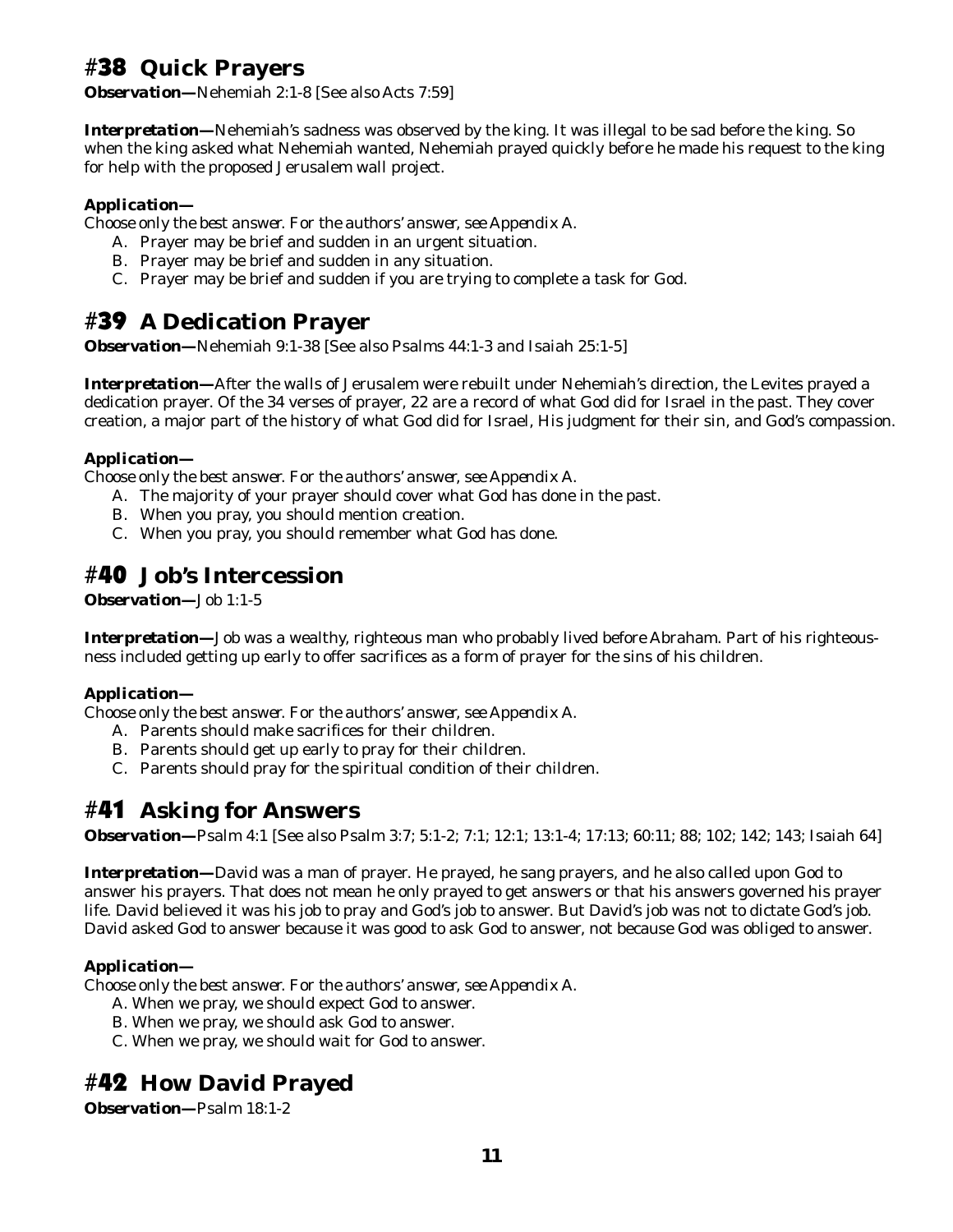## #38 Quick Prayers

***Observation—*** *Nehemiah 2:1-8 [See also Acts 7:59]*

***Interpretation—*** *Nehemiah's sadness was observed by the king. It was illegal to be sad before the king. So when the king asked what Nehemiah wanted, Nehemiah prayed quickly before he made his request to the king for help with the proposed Jerusalem wall project.*

***Application—***

*Choose only the best answer. For the authors' answer, see Appendix A.*

A. Prayer may be brief and sudden in an urgent situation.
B. Prayer may be brief and sudden in any situation.
C. Prayer may be brief and sudden if you are trying to complete a task for God.

## #39 A Dedication Prayer

***Observation—*** *Nehemiah 9:1-38 [See also Psalms 44:1-3 and Isaiah 25:1-5]*

***Interpretation—*** *After the walls of Jerusalem were rebuilt under Nehemiah's direction, the Levites prayed a dedication prayer. Of the 34 verses of prayer, 22 are a record of what God did for Israel in the past. They cover creation, a major part of the history of what God did for Israel, His judgment for their sin, and God's compassion.*

***Application—***

*Choose only the best answer. For the authors' answer, see Appendix A.*

A. The majority of your prayer should cover what God has done in the past.
B. When you pray, you should mention creation.
C. When you pray, you should remember what God has done.

## #40 Job's Intercession

***Observation—*** *Job 1:1-5*

***Interpretation—*** *Job was a wealthy, righteous man who probably lived before Abraham. Part of his righteousness included getting up early to offer sacrifices as a form of prayer for the sins of his children.*

***Application—***

*Choose only the best answer. For the authors' answer, see Appendix A.*

A. Parents should make sacrifices for their children.
B. Parents should get up early to pray for their children.
C. Parents should pray for the spiritual condition of their children.

## #41 Asking for Answers

***Observation—*** *Psalm 4:1 [See also Psalm 3:7; 5:1-2; 7:1; 12:1; 13:1-4; 17:13; 60:11; 88; 102; 142; 143; Isaiah 64]*

***Interpretation—*** *David was a man of prayer. He prayed, he sang prayers, and he also called upon God to answer his prayers. That does not mean he only prayed to get answers or that his answers governed his prayer life. David believed it was his job to pray and God's job to answer. But David's job was not to dictate God's job. David asked God to answer because it was good to ask God to answer, not because God was obliged to answer.*

***Application—***

*Choose only the best answer. For the authors' answer, see Appendix A.*

A. When we pray, we should expect God to answer.
B. When we pray, we should ask God to answer.
C. When we pray, we should wait for God to answer.

## #42 How David Prayed

***Observation—*** *Psalm 18:1-2*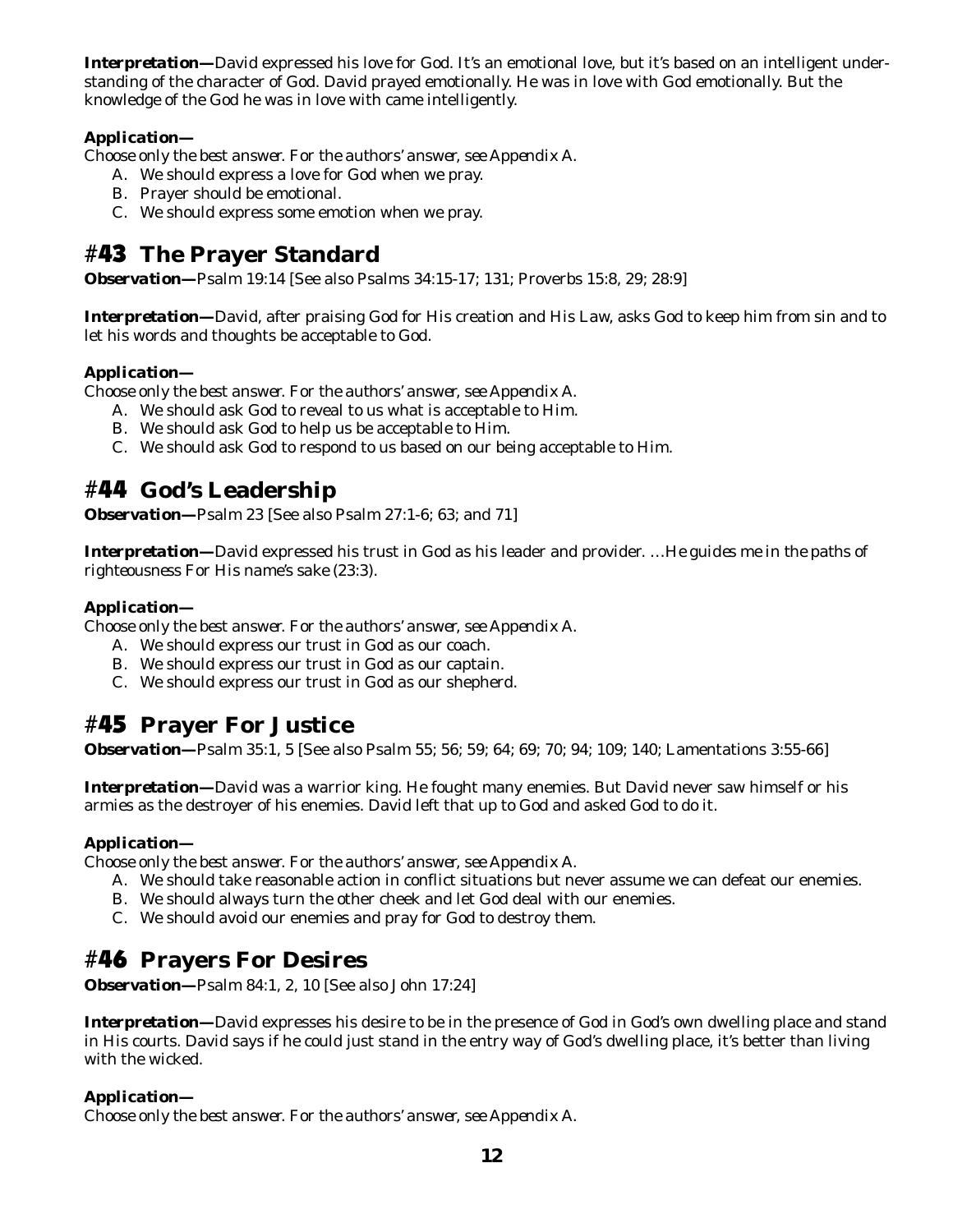***Interpretation—***David expressed his love for God. It's an emotional love, but it's based on an intelligent understanding of the character of God. David prayed emotionally. He was in love with God emotionally. But the knowledge of the God he was in love with came intelligently.

***Application—***

*Choose only the best answer. For the authors' answer, see Appendix A.*

A. We should express a love for God when we pray.
B. Prayer should be emotional.
C. We should express some emotion when we pray.

## #43 The Prayer Standard

***Observation—***Psalm 19:14 [See also Psalms 34:15-17; 131; Proverbs 15:8, 29; 28:9]

***Interpretation—***David, after praising God for His creation and His Law, asks God to keep him from sin and to let his words and thoughts be acceptable to God.

***Application—***

*Choose only the best answer. For the authors' answer, see Appendix A.*

A. We should ask God to reveal to us what is acceptable to Him.
B. We should ask God to help us be acceptable to Him.
C. We should ask God to respond to us based on our being acceptable to Him.

## #44 God's Leadership

***Observation—***Psalm 23 [See also Psalm 27:1-6; 63; and 71]

***Interpretation—***David expressed his trust in God as his leader and provider. …*He guides me in the paths of righteousness For His name's sake* (23:3).

***Application—***

*Choose only the best answer. For the authors' answer, see Appendix A.*

A. We should express our trust in God as our coach.
B. We should express our trust in God as our captain.
C. We should express our trust in God as our shepherd.

## #45 Prayer For Justice

***Observation—***Psalm 35:1, 5 [See also Psalm 55; 56; 59; 64; 69; 70; 94; 109; 140; Lamentations 3:55-66]

***Interpretation—***David was a warrior king. He fought many enemies. But David never saw himself or his armies as the destroyer of his enemies. David left that up to God and asked God to do it.

***Application—***

*Choose only the best answer. For the authors' answer, see Appendix A.*

A. We should take reasonable action in conflict situations but never assume we can defeat our enemies.
B. We should always turn the other cheek and let God deal with our enemies.
C. We should avoid our enemies and pray for God to destroy them.

## #46 Prayers For Desires

***Observation—***Psalm 84:1, 2, 10 [See also John 17:24]

***Interpretation—***David expresses his desire to be in the presence of God in God's own dwelling place and stand in His courts. David says if he could just stand in the entry way of God's dwelling place, it's better than living with the wicked.

***Application—***

*Choose only the best answer. For the authors' answer, see Appendix A.*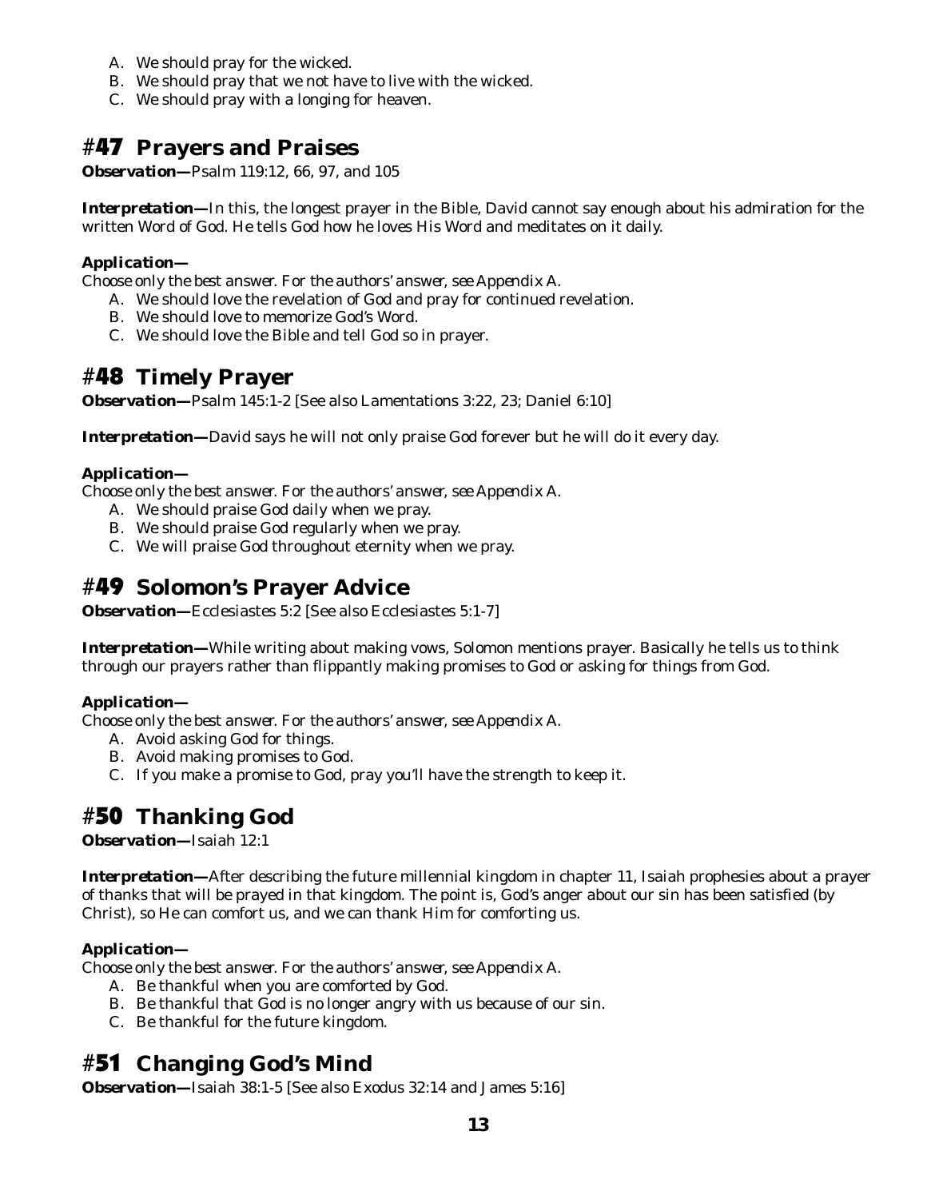A. We should pray for the wicked.
B. We should pray that we not have to live with the wicked.
C. We should pray with a longing for heaven.

## #47 Prayers and Praises

***Observation—***Psalm 119:12, 66, 97, and 105

***Interpretation—***In this, the longest prayer in the Bible, David cannot say enough about his admiration for the written Word of God. He tells God how he loves His Word and meditates on it daily.

***Application—***

*Choose only the best answer. For the authors' answer, see Appendix A.*

A. We should love the revelation of God and pray for continued revelation.
B. We should love to memorize God's Word.
C. We should love the Bible and tell God so in prayer.

## #48 Timely Prayer

***Observation—***Psalm 145:1-2 [See also Lamentations 3:22, 23; Daniel 6:10]

***Interpretation—***David says he will not only praise God forever but he will do it every day.

***Application—***

*Choose only the best answer. For the authors' answer, see Appendix A.*

A. We should praise God daily when we pray.
B. We should praise God regularly when we pray.
C. We will praise God throughout eternity when we pray.

## #49 Solomon's Prayer Advice

***Observation—***Ecclesiastes 5:2 [See also Ecclesiastes 5:1-7]

***Interpretation—***While writing about making vows, Solomon mentions prayer. Basically he tells us to think through our prayers rather than flippantly making promises to God or asking for things from God.

***Application—***

*Choose only the best answer. For the authors' answer, see Appendix A.*

A. Avoid asking God for things.
B. Avoid making promises to God.
C. If you make a promise to God, pray you'll have the strength to keep it.

## #50 Thanking God

***Observation—***Isaiah 12:1

***Interpretation—***After describing the future millennial kingdom in chapter 11, Isaiah prophesies about a prayer of thanks that will be prayed in that kingdom. The point is, God's anger about our sin has been satisfied (by Christ), so He can comfort us, and we can thank Him for comforting us.

***Application—***

*Choose only the best answer. For the authors' answer, see Appendix A.*

A. Be thankful when you are comforted by God.
B. Be thankful that God is no longer angry with us because of our sin.
C. Be thankful for the future kingdom.

## #51 Changing God's Mind

***Observation—***Isaiah 38:1-5 [See also Exodus 32:14 and James 5:16]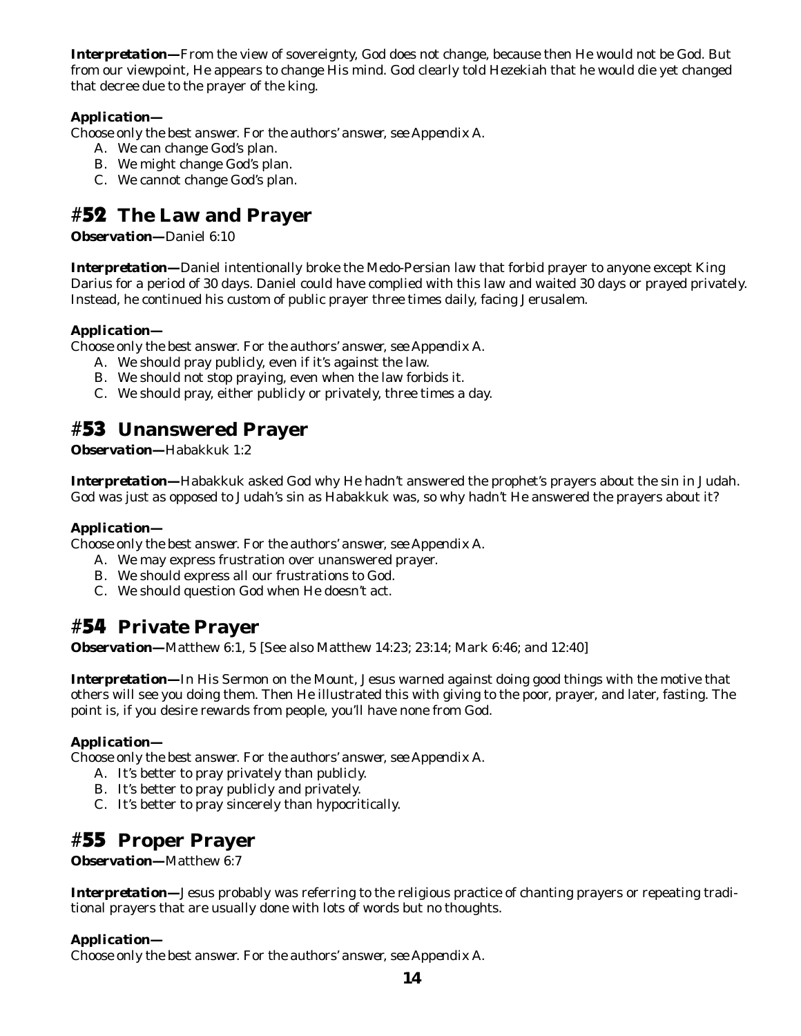***Interpretation—***From the view of sovereignty, God does not change, because then He would not be God. But from our viewpoint, He appears to change His mind. God clearly told Hezekiah that he would die yet changed that decree due to the prayer of the king.

***Application—***

*Choose only the best answer. For the authors' answer, see Appendix A.*

A. We can change God's plan.
B. We might change God's plan.
C. We cannot change God's plan.

## #52 The Law and Prayer

***Observation—***Daniel 6:10

***Interpretation—***Daniel intentionally broke the Medo-Persian law that forbid prayer to anyone except King Darius for a period of 30 days. Daniel could have complied with this law and waited 30 days or prayed privately. Instead, he continued his custom of public prayer three times daily, facing Jerusalem.

***Application—***

*Choose only the best answer. For the authors' answer, see Appendix A.*

A. We should pray publicly, even if it's against the law.
B. We should not stop praying, even when the law forbids it.
C. We should pray, either publicly or privately, three times a day.

## #53 Unanswered Prayer

***Observation—***Habakkuk 1:2

***Interpretation—***Habakkuk asked God why He hadn't answered the prophet's prayers about the sin in Judah. God was just as opposed to Judah's sin as Habakkuk was, so why hadn't He answered the prayers about it?

***Application—***

*Choose only the best answer. For the authors' answer, see Appendix A.*

A. We may express frustration over unanswered prayer.
B. We should express all our frustrations to God.
C. We should question God when He doesn't act.

## #54 Private Prayer

***Observation—***Matthew 6:1, 5 [See also Matthew 14:23; 23:14; Mark 6:46; and 12:40]

***Interpretation—***In His Sermon on the Mount, Jesus warned against doing good things with the motive that others will see you doing them. Then He illustrated this with giving to the poor, prayer, and later, fasting. The point is, if you desire rewards from people, you'll have none from God.

***Application—***

*Choose only the best answer. For the authors' answer, see Appendix A.*

A. It's better to pray privately than publicly.
B. It's better to pray publicly and privately.
C. It's better to pray sincerely than hypocritically.

## #55 Proper Prayer

***Observation—***Matthew 6:7

***Interpretation—***Jesus probably was referring to the religious practice of chanting prayers or repeating traditional prayers that are usually done with lots of words but no thoughts.

***Application—***

*Choose only the best answer. For the authors' answer, see Appendix A.*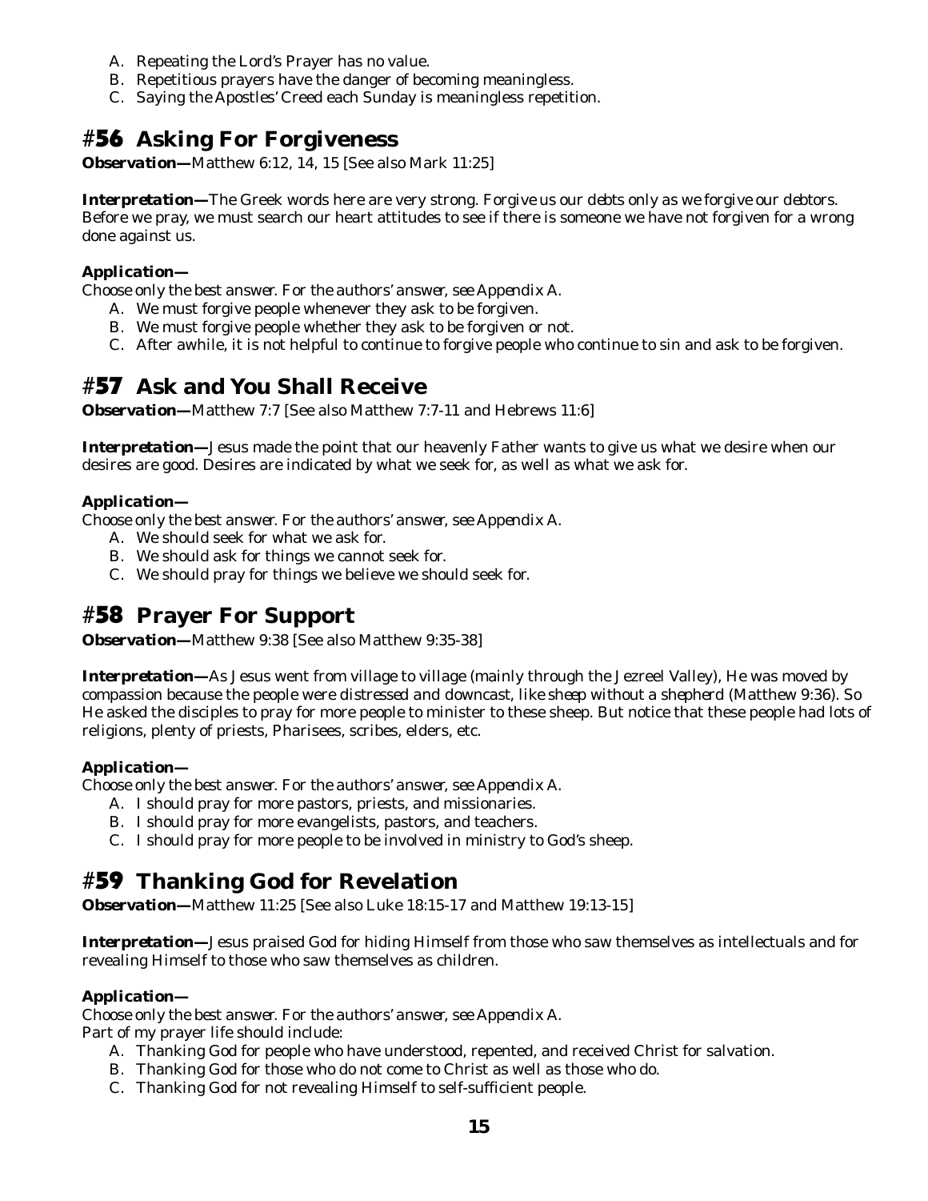A. Repeating the Lord's Prayer has no value.
B. Repetitious prayers have the danger of becoming meaningless.
C. Saying the Apostles' Creed each Sunday is meaningless repetition.

## #56 Asking For Forgiveness

***Observation—*** Matthew 6:12, 14, 15 [See also Mark 11:25]

***Interpretation—*** The Greek words here are very strong. *Forgive us our debts only as we forgive our debtors.* Before we pray, we must search our heart attitudes to see if there is someone we have not forgiven for a wrong done against us.

***Application—***

*Choose only the best answer. For the authors' answer, see Appendix A.*

A. We must forgive people whenever they ask to be forgiven.
B. We must forgive people whether they ask to be forgiven or not.
C. After awhile, it is not helpful to continue to forgive people who continue to sin and ask to be forgiven.

## #57 Ask and You Shall Receive

***Observation—*** Matthew 7:7 [See also Matthew 7:7-11 and Hebrews 11:6]

***Interpretation—*** Jesus made the point that our heavenly Father wants to give us what we desire when our desires are good. Desires are indicated by what we seek for, as well as what we ask for.

***Application—***

*Choose only the best answer. For the authors' answer, see Appendix A.*

A. We should seek for what we ask for.
B. We should ask for things we cannot seek for.
C. We should pray for things we believe we should seek for.

## #58 Prayer For Support

***Observation—*** Matthew 9:38 [See also Matthew 9:35-38]

***Interpretation—*** As Jesus went from village to village (mainly through the Jezreel Valley), He was moved by compassion because the people were *distressed and downcast, like sheep without a shepherd* (Matthew 9:36). So He asked the disciples to pray for more people to minister to these sheep. But notice that these people had lots of religions, plenty of priests, Pharisees, scribes, elders, etc.

***Application—***

*Choose only the best answer. For the authors' answer, see Appendix A.*

A. I should pray for more pastors, priests, and missionaries.
B. I should pray for more evangelists, pastors, and teachers.
C. I should pray for more people to be involved in ministry to God's sheep.

## #59 Thanking God for Revelation

***Observation—*** Matthew 11:25 [See also Luke 18:15-17 and Matthew 19:13-15]

***Interpretation—*** Jesus praised God for hiding Himself from those who saw themselves as intellectuals and for revealing Himself to those who saw themselves as children.

***Application—***

*Choose only the best answer. For the authors' answer, see Appendix A.*

Part of my prayer life should include:

A. Thanking God for people who have understood, repented, and received Christ for salvation.
B. Thanking God for those who do not come to Christ as well as those who do.
C. Thanking God for not revealing Himself to self-sufficient people.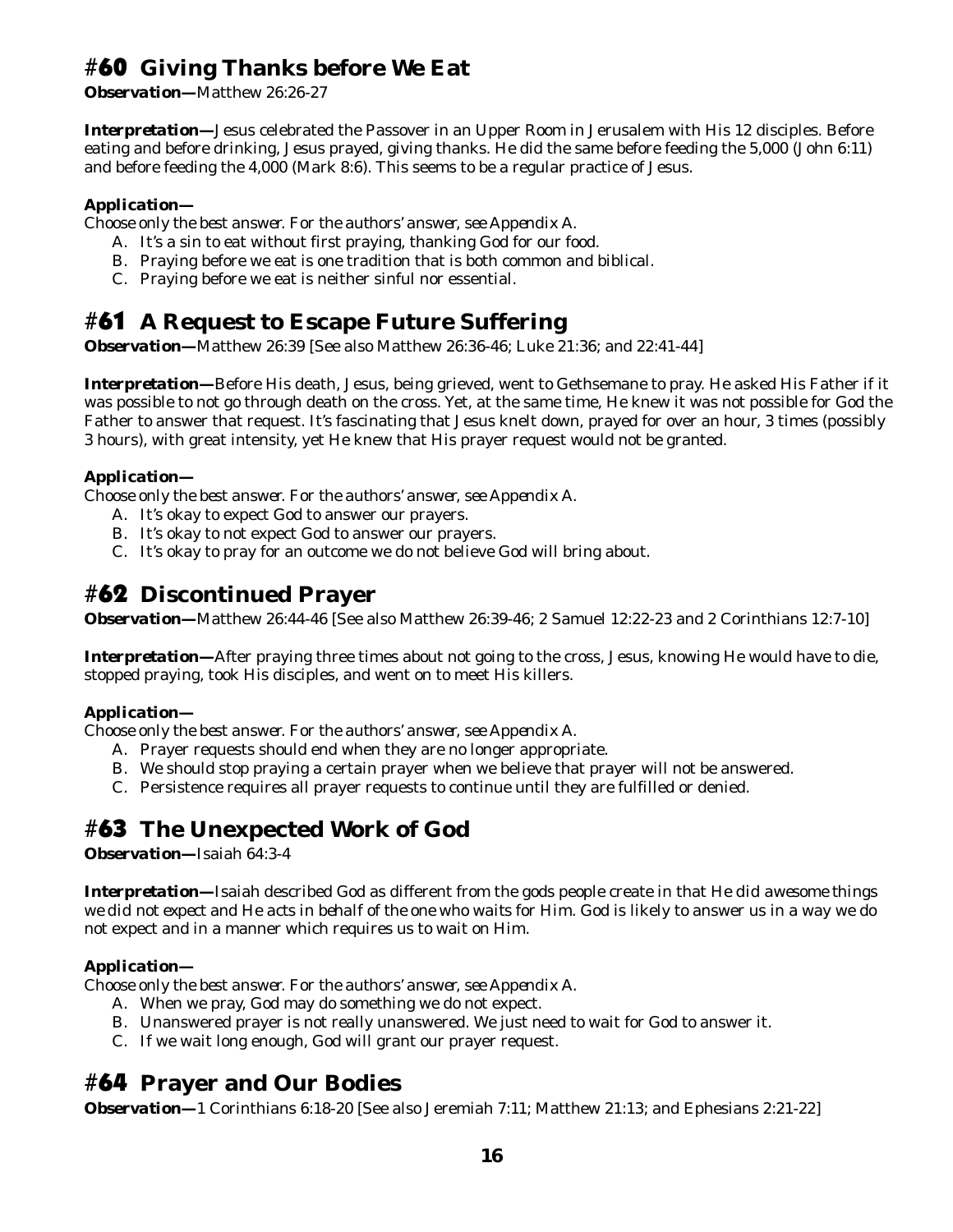## #60 Giving Thanks before We Eat

***Observation—***Matthew 26:26-27

***Interpretation—***Jesus celebrated the Passover in an Upper Room in Jerusalem with His 12 disciples. Before eating and before drinking, Jesus prayed, giving thanks. He did the same before feeding the 5,000 (John 6:11) and before feeding the 4,000 (Mark 8:6). This seems to be a regular practice of Jesus.

***Application—***

*Choose only the best answer. For the authors' answer, see Appendix A.*

A. It's a sin to eat without first praying, thanking God for our food.
B. Praying before we eat is one tradition that is both common and biblical.
C. Praying before we eat is neither sinful nor essential.

## #61 A Request to Escape Future Suffering

***Observation—***Matthew 26:39 [See also Matthew 26:36-46; Luke 21:36; and 22:41-44]

***Interpretation—***Before His death, Jesus, being grieved, went to Gethsemane to pray. He asked His Father if it was possible to not go through death on the cross. Yet, at the same time, He knew it was not possible for God the Father to answer that request. It's fascinating that Jesus knelt down, prayed for over an hour, 3 times (possibly 3 hours), with great intensity, yet He knew that His prayer request would not be granted.

***Application—***

*Choose only the best answer. For the authors' answer, see Appendix A.*

A. It's okay to expect God to answer our prayers.
B. It's okay to not expect God to answer our prayers.
C. It's okay to pray for an outcome we do not believe God will bring about.

## #62 Discontinued Prayer

***Observation—***Matthew 26:44-46 [See also Matthew 26:39-46; 2 Samuel 12:22-23 and 2 Corinthians 12:7-10]

***Interpretation—***After praying three times about not going to the cross, Jesus, knowing He would have to die, stopped praying, took His disciples, and went on to meet His killers.

***Application—***

*Choose only the best answer. For the authors' answer, see Appendix A.*

A. Prayer requests should end when they are no longer appropriate.
B. We should stop praying a certain prayer when we believe that prayer will not be answered.
C. Persistence requires all prayer requests to continue until they are fulfilled or denied.

## #63 The Unexpected Work of God

***Observation—***Isaiah 64:3-4

***Interpretation—***Isaiah described God as different from the gods people create in that He *did awesome things we did not expect* and He *acts in behalf of the one who waits for Him*. God is likely to answer us in a way we do not expect and in a manner which requires us to wait on Him.

***Application—***

*Choose only the best answer. For the authors' answer, see Appendix A.*

A. When we pray, God may do something we do not expect.
B. Unanswered prayer is not really unanswered. We just need to wait for God to answer it.
C. If we wait long enough, God will grant our prayer request.

## #64 Prayer and Our Bodies

***Observation—***1 Corinthians 6:18-20 [See also Jeremiah 7:11; Matthew 21:13; and Ephesians 2:21-22]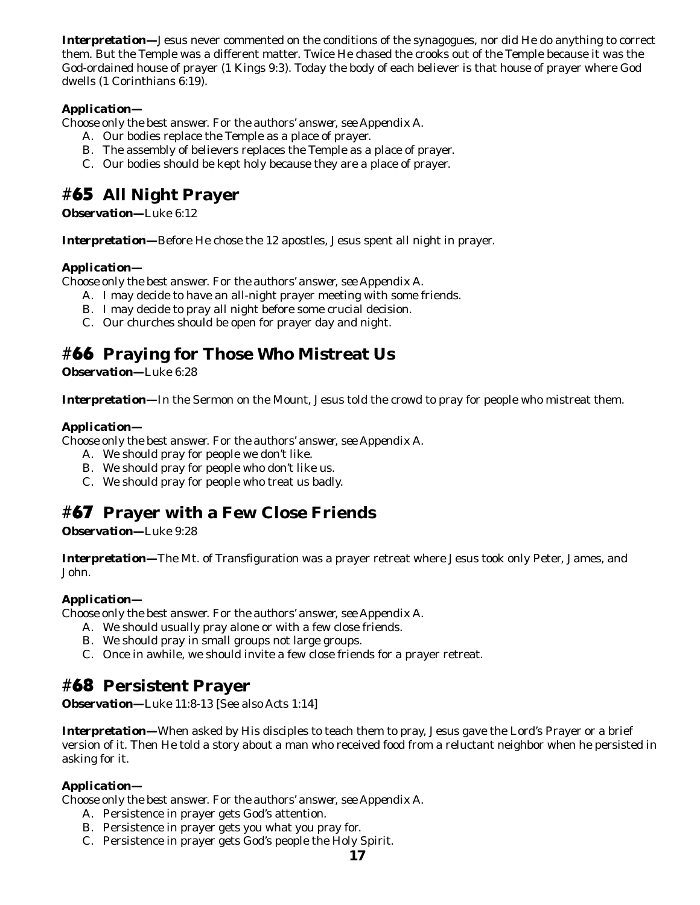***Interpretation—***Jesus never commented on the conditions of the synagogues, nor did He do anything to correct them. But the Temple was a different matter. Twice He chased the crooks out of the Temple because it was the God-ordained house of prayer (1 Kings 9:3). Today the body of each believer is that house of prayer where God dwells (1 Corinthians 6:19).

***Application—***

*Choose only the best answer. For the authors' answer, see Appendix A.*

A. Our bodies replace the Temple as a place of prayer.
B. The assembly of believers replaces the Temple as a place of prayer.
C. Our bodies should be kept holy because they are a place of prayer.

## #65 All Night Prayer

***Observation—***Luke 6:12

***Interpretation—***Before He chose the 12 apostles, Jesus spent all night in prayer.

***Application—***

*Choose only the best answer. For the authors' answer, see Appendix A.*

A. I may decide to have an all-night prayer meeting with some friends.
B. I may decide to pray all night before some crucial decision.
C. Our churches should be open for prayer day and night.

## #66 Praying for Those Who Mistreat Us

***Observation—***Luke 6:28

***Interpretation—***In the Sermon on the Mount, Jesus told the crowd to pray for people who mistreat them.

***Application—***

*Choose only the best answer. For the authors' answer, see Appendix A.*

A. We should pray for people we don't like.
B. We should pray for people who don't like us.
C. We should pray for people who treat us badly.

## #67 Prayer with a Few Close Friends

***Observation—***Luke 9:28

***Interpretation—***The Mt. of Transfiguration was a prayer retreat where Jesus took only Peter, James, and John.

***Application—***

*Choose only the best answer. For the authors' answer, see Appendix A.*

A. We should usually pray alone or with a few close friends.
B. We should pray in small groups not large groups.
C. Once in awhile, we should invite a few close friends for a prayer retreat.

## #68 Persistent Prayer

***Observation—***Luke 11:8-13 [See also Acts 1:14]

***Interpretation—***When asked by His disciples to teach them to pray, Jesus gave the Lord's Prayer or a brief version of it. Then He told a story about a man who received food from a reluctant neighbor when he persisted in asking for it.

***Application—***

*Choose only the best answer. For the authors' answer, see Appendix A.*

A. Persistence in prayer gets God's attention.
B. Persistence in prayer gets you what you pray for.
C. Persistence in prayer gets God's people the Holy Spirit.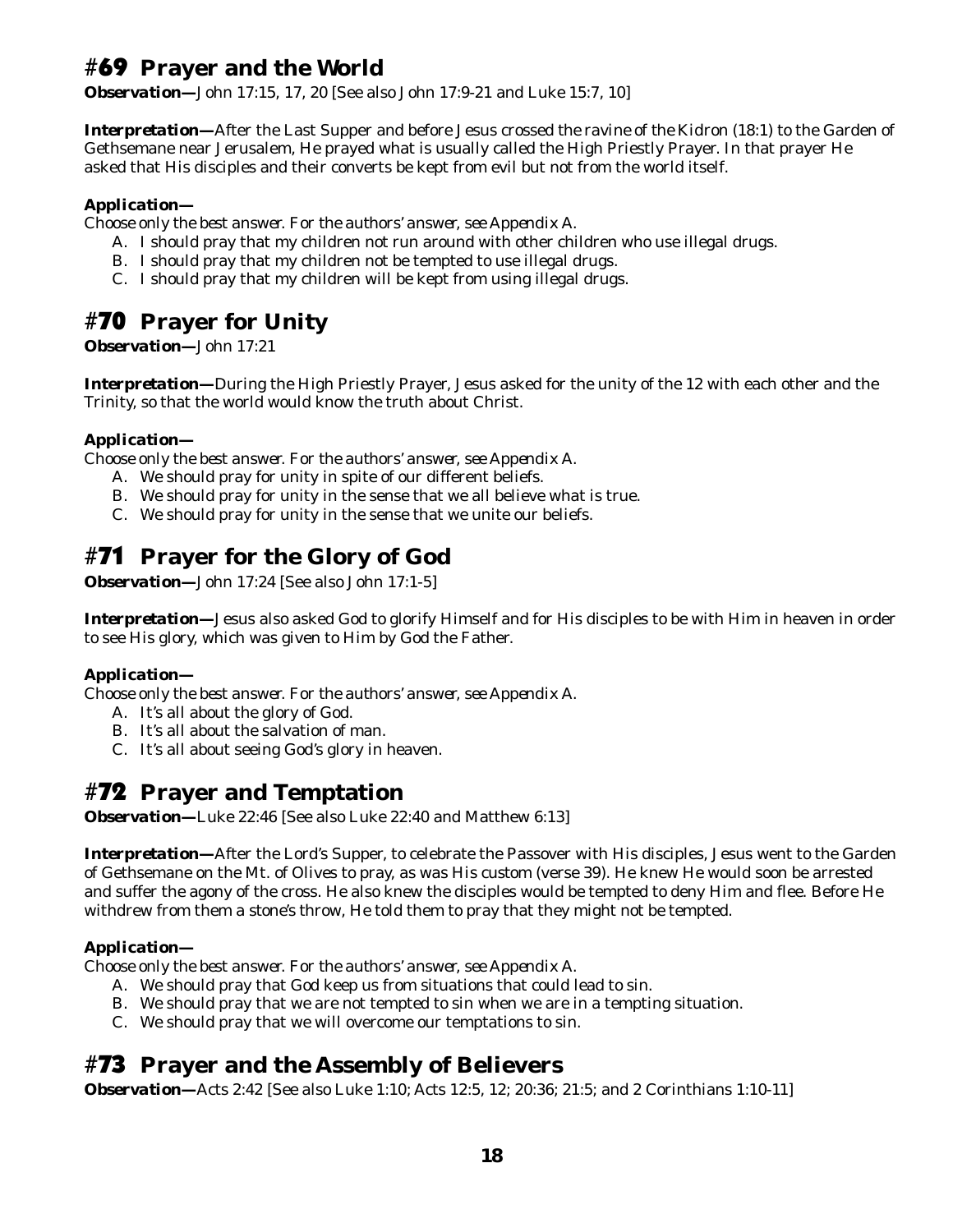## #69 Prayer and the World

***Observation—*** *John 17:15, 17, 20 [See also John 17:9-21 and Luke 15:7, 10]*

***Interpretation—*** *After the Last Supper and before Jesus crossed the ravine of the Kidron (18:1) to the Garden of Gethsemane near Jerusalem, He prayed what is usually called the High Priestly Prayer. In that prayer He asked that His disciples and their converts be kept from evil but not from the world itself.*

***Application—***

*Choose only the best answer. For the authors' answer, see Appendix A.*

A. I should pray that my children not run around with other children who use illegal drugs.
B. I should pray that my children not be tempted to use illegal drugs.
C. I should pray that my children will be kept from using illegal drugs.

## #70 Prayer for Unity

***Observation—*** *John 17:21*

***Interpretation—*** *During the High Priestly Prayer, Jesus asked for the unity of the 12 with each other and the Trinity, so that the world would know the truth about Christ.*

***Application—***

*Choose only the best answer. For the authors' answer, see Appendix A.*

A. We should pray for unity in spite of our different beliefs.
B. We should pray for unity in the sense that we all believe what is true.
C. We should pray for unity in the sense that we unite our beliefs.

## #71 Prayer for the Glory of God

***Observation—*** *John 17:24 [See also John 17:1-5]*

***Interpretation—*** *Jesus also asked God to glorify Himself and for His disciples to be with Him in heaven in order to see His glory, which was given to Him by God the Father.*

***Application—***

*Choose only the best answer. For the authors' answer, see Appendix A.*

A. It's all about the glory of God.
B. It's all about the salvation of man.
C. It's all about seeing God's glory in heaven.

## #72 Prayer and Temptation

***Observation—*** *Luke 22:46 [See also Luke 22:40 and Matthew 6:13]*

***Interpretation—*** *After the Lord's Supper, to celebrate the Passover with His disciples, Jesus went to the Garden of Gethsemane on the Mt. of Olives to pray, as was His custom (verse 39). He knew He would soon be arrested and suffer the agony of the cross. He also knew the disciples would be tempted to deny Him and flee. Before He withdrew from them a stone's throw, He told them to pray that they might not be tempted.*

***Application—***

*Choose only the best answer. For the authors' answer, see Appendix A.*

A. We should pray that God keep us from situations that could lead to sin.
B. We should pray that we are not tempted to sin when we are in a tempting situation.
C. We should pray that we will overcome our temptations to sin.

## #73 Prayer and the Assembly of Believers

***Observation—*** *Acts 2:42 [See also Luke 1:10; Acts 12:5, 12; 20:36; 21:5; and 2 Corinthians 1:10-11]*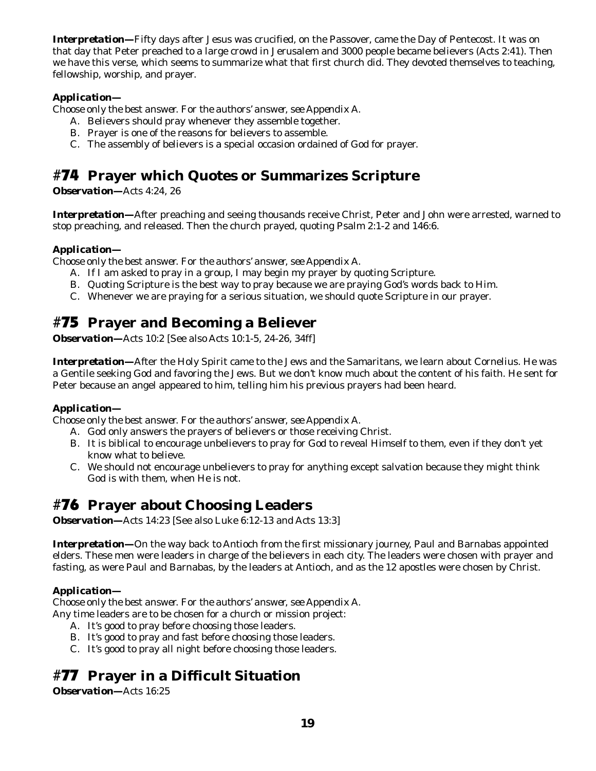***Interpretation—*** Fifty days after Jesus was crucified, on the Passover, came the Day of Pentecost. It was on that day that Peter preached to a large crowd in Jerusalem and 3000 people became believers (Acts 2:41). Then we have this verse, which seems to summarize what that first church did. They devoted themselves to teaching, fellowship, worship, and prayer.

***Application—***

*Choose only the best answer. For the authors' answer, see Appendix A.*

A. Believers should pray whenever they assemble together.
B. Prayer is one of the reasons for believers to assemble.
C. The assembly of believers is a special occasion ordained of God for prayer.

## #74 Prayer which Quotes or Summarizes Scripture

***Observation—*** Acts 4:24, 26

***Interpretation—*** After preaching and seeing thousands receive Christ, Peter and John were arrested, warned to stop preaching, and released. Then the church prayed, quoting Psalm 2:1-2 and 146:6.

***Application—***

*Choose only the best answer. For the authors' answer, see Appendix A.*

A. If I am asked to pray in a group, I may begin my prayer by quoting Scripture.
B. Quoting Scripture is the best way to pray because we are praying God's words back to Him.
C. Whenever we are praying for a serious situation, we should quote Scripture in our prayer.

## #75 Prayer and Becoming a Believer

***Observation—*** Acts 10:2 [See also Acts 10:1-5, 24-26, 34ff]

***Interpretation—*** After the Holy Spirit came to the Jews and the Samaritans, we learn about Cornelius. He was a Gentile seeking God and favoring the Jews. But we don't know much about the content of his faith. He sent for Peter because an angel appeared to him, telling him his previous prayers had been heard.

***Application—***

*Choose only the best answer. For the authors' answer, see Appendix A.*

A. God only answers the prayers of believers or those receiving Christ.
B. It is biblical to encourage unbelievers to pray for God to reveal Himself to them, even if they don't yet know what to believe.
C. We should not encourage unbelievers to pray for anything except salvation because they might think God is with them, when He is not.

## #76 Prayer about Choosing Leaders

***Observation—*** Acts 14:23 [See also Luke 6:12-13 and Acts 13:3]

***Interpretation—*** On the way back to Antioch from the first missionary journey, Paul and Barnabas appointed elders. These men were leaders in charge of the believers in each city. The leaders were chosen with prayer and fasting, as were Paul and Barnabas, by the leaders at Antioch, and as the 12 apostles were chosen by Christ.

***Application—***

*Choose only the best answer. For the authors' answer, see Appendix A.*

Any time leaders are to be chosen for a church or mission project:

A. It's good to pray before choosing those leaders.
B. It's good to pray and fast before choosing those leaders.
C. It's good to pray all night before choosing those leaders.

## #77 Prayer in a Difficult Situation

***Observation—*** Acts 16:25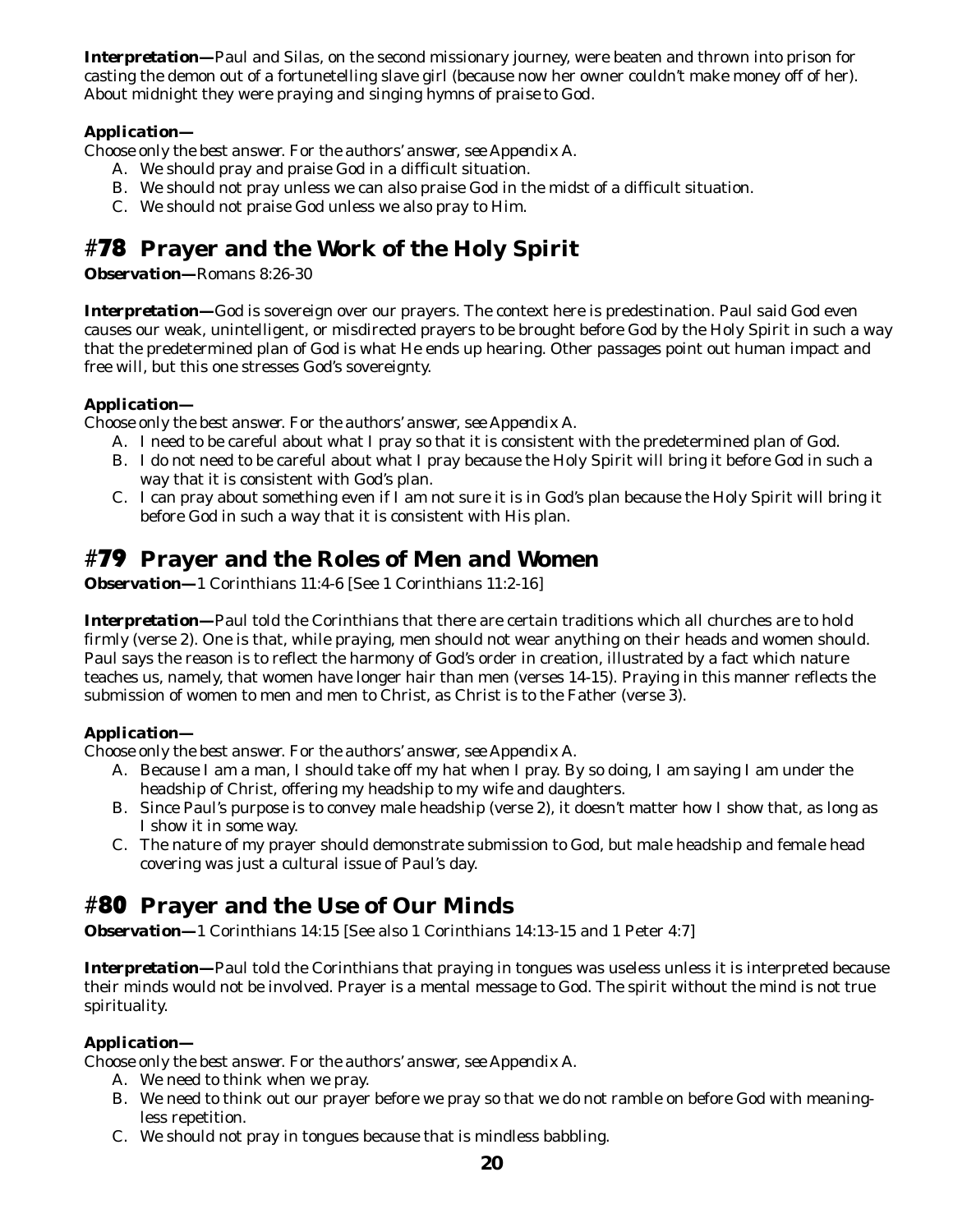***Interpretation—***Paul and Silas, on the second missionary journey, were beaten and thrown into prison for casting the demon out of a fortunetelling slave girl (because now her owner couldn't make money off of her). About midnight they were praying and singing hymns of praise to God.

***Application—***

*Choose only the best answer. For the authors' answer, see Appendix A.*

A. We should pray and praise God in a difficult situation.
B. We should not pray unless we can also praise God in the midst of a difficult situation.
C. We should not praise God unless we also pray to Him.

## #78 Prayer and the Work of the Holy Spirit

***Observation—***Romans 8:26-30

***Interpretation—***God is sovereign over our prayers. The context here is predestination. Paul said God even causes our weak, unintelligent, or misdirected prayers to be brought before God by the Holy Spirit in such a way that the predetermined plan of God is what He ends up hearing. Other passages point out human impact and free will, but this one stresses God's sovereignty.

***Application—***

*Choose only the best answer. For the authors' answer, see Appendix A.*

A. I need to be careful about what I pray so that it is consistent with the predetermined plan of God.
B. I do not need to be careful about what I pray because the Holy Spirit will bring it before God in such a way that it is consistent with God's plan.
C. I can pray about something even if I am not sure it is in God's plan because the Holy Spirit will bring it before God in such a way that it is consistent with His plan.

## #79 Prayer and the Roles of Men and Women

***Observation—***1 Corinthians 11:4-6 [See 1 Corinthians 11:2-16]

***Interpretation—***Paul told the Corinthians that there are certain traditions which all churches are to hold firmly (verse 2). One is that, while praying, men should not wear anything on their heads and women should. Paul says the reason is to reflect the harmony of God's order in creation, illustrated by a fact which nature teaches us, namely, that women have longer hair than men (verses 14-15). Praying in this manner reflects the submission of women to men and men to Christ, as Christ is to the Father (verse 3).

***Application—***

*Choose only the best answer. For the authors' answer, see Appendix A.*

A. Because I am a man, I should take off my hat when I pray. By so doing, I am saying I am under the headship of Christ, offering my headship to my wife and daughters.
B. Since Paul's purpose is to convey male headship (verse 2), it doesn't matter how I show that, as long as I show it in some way.
C. The nature of my prayer should demonstrate submission to God, but male headship and female head covering was just a cultural issue of Paul's day.

## #80 Prayer and the Use of Our Minds

***Observation—***1 Corinthians 14:15 [See also 1 Corinthians 14:13-15 and 1 Peter 4:7]

***Interpretation—***Paul told the Corinthians that praying in tongues was useless unless it is interpreted because their minds would not be involved. Prayer is a mental message to God. The spirit without the mind is not true spirituality.

***Application—***

*Choose only the best answer. For the authors' answer, see Appendix A.*

A. We need to think when we pray.
B. We need to think out our prayer before we pray so that we do not ramble on before God with meaningless repetition.
C. We should not pray in tongues because that is mindless babbling.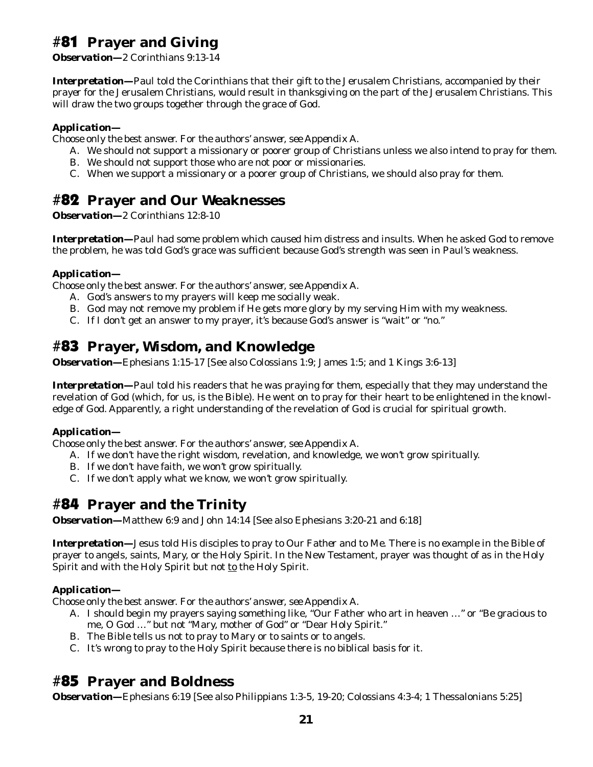## #81 Prayer and Giving

***Observation—*** *2 Corinthians 9:13-14*

***Interpretation—*** *Paul told the Corinthians that their gift to the Jerusalem Christians, accompanied by their prayer for the Jerusalem Christians, would result in thanksgiving on the part of the Jerusalem Christians. This will draw the two groups together through the grace of God.*

***Application—***

*Choose only the best answer. For the authors' answer, see Appendix A.*

- A. We should not support a missionary or poorer group of Christians unless we also intend to pray for them.
- B. We should not support those who are not poor or missionaries.
- C. When we support a missionary or a poorer group of Christians, we should also pray for them.

## #82 Prayer and Our Weaknesses

***Observation—*** *2 Corinthians 12:8-10*

***Interpretation—*** *Paul had some problem which caused him distress and insults. When he asked God to remove the problem, he was told God's grace was sufficient because God's strength was seen in Paul's weakness.*

***Application—***

*Choose only the best answer. For the authors' answer, see Appendix A.*

- A. God's answers to my prayers will keep me socially weak.
- B. God may not remove my problem if He gets more glory by my serving Him with my weakness.
- C. If I don't get an answer to my prayer, it's because God's answer is "wait" or "no."

## #83 Prayer, Wisdom, and Knowledge

***Observation—*** *Ephesians 1:15-17 [See also Colossians 1:9; James 1:5; and 1 Kings 3:6-13]*

***Interpretation—*** *Paul told his readers that he was praying for them, especially that they may understand the revelation of God (which, for us, is the Bible). He went on to pray for their heart to be enlightened in the knowledge of God. Apparently, a right understanding of the revelation of God is crucial for spiritual growth.*

***Application—***

*Choose only the best answer. For the authors' answer, see Appendix A.*

- A. If we don't have the right wisdom, revelation, and knowledge, we won't grow spiritually.
- B. If we don't have faith, we won't grow spiritually.
- C. If we don't apply what we know, we won't grow spiritually.

## #84 Prayer and the Trinity

***Observation—*** *Matthew 6:9 and John 14:14 [See also Ephesians 3:20-21 and 6:18]*

***Interpretation—*** *Jesus told His disciples to pray to Our Father and to Me. There is no example in the Bible of prayer to angels, saints, Mary, or the Holy Spirit. In the New Testament, prayer was thought of as in the Holy Spirit and with the Holy Spirit but not <u>to</u> the Holy Spirit.*

***Application—***

*Choose only the best answer. For the authors' answer, see Appendix A.*

- A. I should begin my prayers saying something like, "Our Father who art in heaven …" or "Be gracious to me, O God …" but not "Mary, mother of God" or "Dear Holy Spirit."
- B. The Bible tells us not to pray to Mary or to saints or to angels.
- C. It's wrong to pray to the Holy Spirit because there is no biblical basis for it.

## #85 Prayer and Boldness

***Observation—*** *Ephesians 6:19 [See also Philippians 1:3-5, 19-20; Colossians 4:3-4; 1 Thessalonians 5:25]*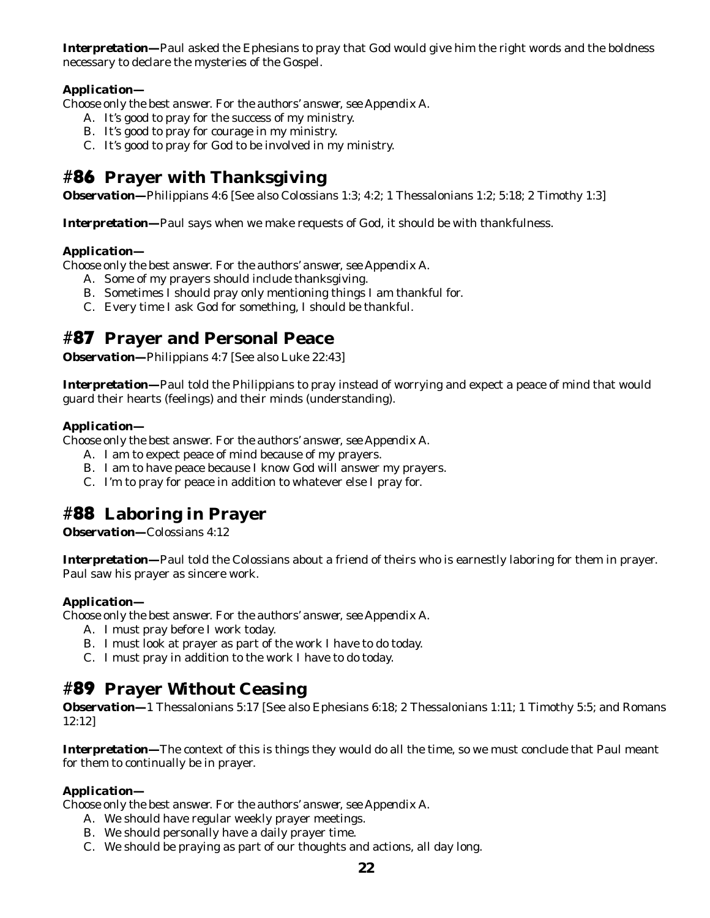**Interpretation—**Paul asked the Ephesians to pray that God would give him the right words and the boldness necessary to declare the mysteries of the Gospel.

**Application—**

*Choose only the best answer. For the authors' answer, see Appendix A.*

A. It's good to pray for the success of my ministry.
B. It's good to pray for courage in my ministry.
C. It's good to pray for God to be involved in my ministry.

## #86 Prayer with Thanksgiving

**Observation—**Philippians 4:6 [See also Colossians 1:3; 4:2; 1 Thessalonians 1:2; 5:18; 2 Timothy 1:3]

**Interpretation—**Paul says when we make requests of God, it should be with thankfulness.

**Application—**

*Choose only the best answer. For the authors' answer, see Appendix A.*

A. Some of my prayers should include thanksgiving.
B. Sometimes I should pray only mentioning things I am thankful for.
C. Every time I ask God for something, I should be thankful.

## #87 Prayer and Personal Peace

**Observation—**Philippians 4:7 [See also Luke 22:43]

**Interpretation—**Paul told the Philippians to pray instead of worrying and expect a peace of mind that would guard their hearts (feelings) and their minds (understanding).

**Application—**

*Choose only the best answer. For the authors' answer, see Appendix A.*

A. I am to expect peace of mind because of my prayers.
B. I am to have peace because I know God will answer my prayers.
C. I'm to pray for peace in addition to whatever else I pray for.

## #88 Laboring in Prayer

**Observation—**Colossians 4:12

**Interpretation—**Paul told the Colossians about a friend of theirs who is earnestly laboring for them in prayer. Paul saw his prayer as sincere work.

**Application—**

*Choose only the best answer. For the authors' answer, see Appendix A.*

A. I must pray before I work today.
B. I must look at prayer as part of the work I have to do today.
C. I must pray in addition to the work I have to do today.

## #89 Prayer Without Ceasing

**Observation—**1 Thessalonians 5:17 [See also Ephesians 6:18; 2 Thessalonians 1:11; 1 Timothy 5:5; and Romans 12:12]

**Interpretation—**The context of this is things they would do all the time, so we must conclude that Paul meant for them to continually be in prayer.

**Application—**

*Choose only the best answer. For the authors' answer, see Appendix A.*

A. We should have regular weekly prayer meetings.
B. We should personally have a daily prayer time.
C. We should be praying as part of our thoughts and actions, all day long.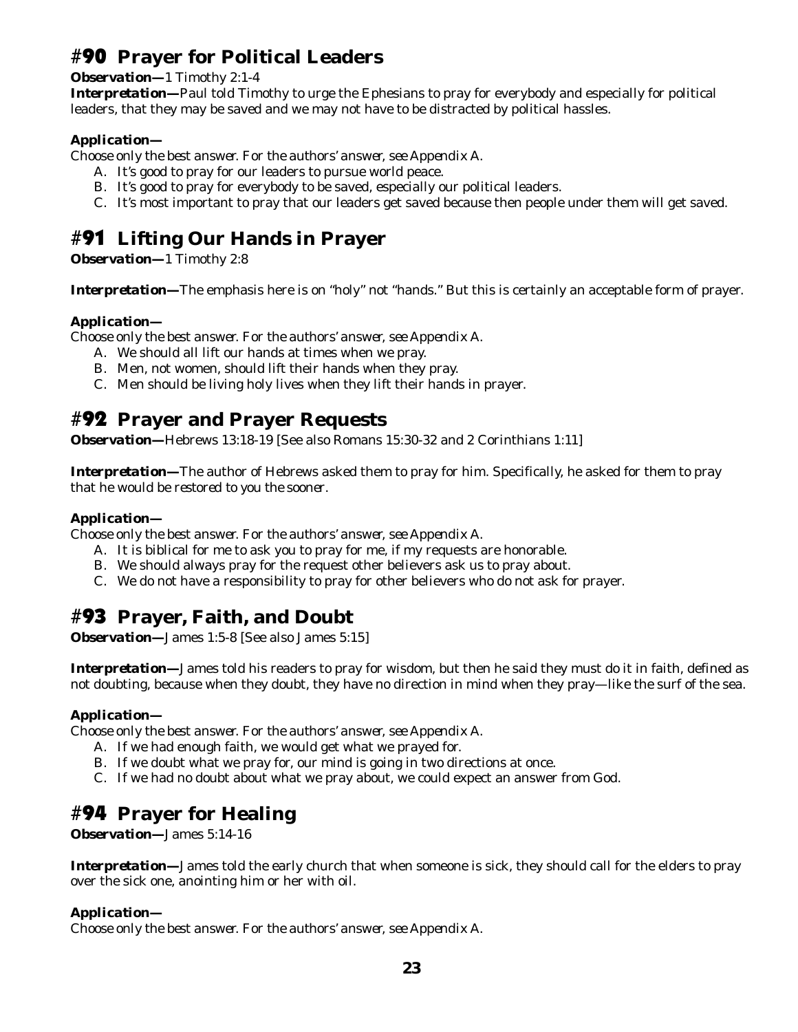# #90 Prayer for Political Leaders

***Observation—***1 Timothy 2:1-4

***Interpretation—***Paul told Timothy to urge the Ephesians to pray for everybody and especially for political leaders, that they may be saved and we may not have to be distracted by political hassles.

***Application—***

*Choose only the best answer. For the authors' answer, see Appendix A.*

A. It's good to pray for our leaders to pursue world peace.
B. It's good to pray for everybody to be saved, especially our political leaders.
C. It's most important to pray that our leaders get saved because then people under them will get saved.

# #91 Lifting Our Hands in Prayer

***Observation—***1 Timothy 2:8

***Interpretation—***The emphasis here is on "holy" not "hands." But this is certainly an acceptable form of prayer.

***Application—***

*Choose only the best answer. For the authors' answer, see Appendix A.*

A. We should all lift our hands at times when we pray.
B. Men, not women, should lift their hands when they pray.
C. Men should be living holy lives when they lift their hands in prayer.

# #92 Prayer and Prayer Requests

***Observation—***Hebrews 13:18-19 [See also Romans 15:30-32 and 2 Corinthians 1:11]

***Interpretation—***The author of Hebrews asked them to pray for him. Specifically, he asked for them to pray that he would be *restored to you the sooner*.

***Application—***

*Choose only the best answer. For the authors' answer, see Appendix A.*

A. It is biblical for me to ask you to pray for me, if my requests are honorable.
B. We should always pray for the request other believers ask us to pray about.
C. We do not have a responsibility to pray for other believers who do not ask for prayer.

# #93 Prayer, Faith, and Doubt

***Observation—***James 1:5-8 [See also James 5:15]

***Interpretation—***James told his readers to pray for wisdom, but then he said they must do it in faith, defined as not doubting, because when they doubt, they have no direction in mind when they pray—like the surf of the sea.

***Application—***

*Choose only the best answer. For the authors' answer, see Appendix A.*

A. If we had enough faith, we would get what we prayed for.
B. If we doubt what we pray for, our mind is going in two directions at once.
C. If we had no doubt about what we pray about, we could expect an answer from God.

# #94 Prayer for Healing

***Observation—***James 5:14-16

***Interpretation—***James told the early church that when someone is sick, they should call for the elders to pray over the sick one, anointing him or her with oil.

***Application—***

*Choose only the best answer. For the authors' answer, see Appendix A.*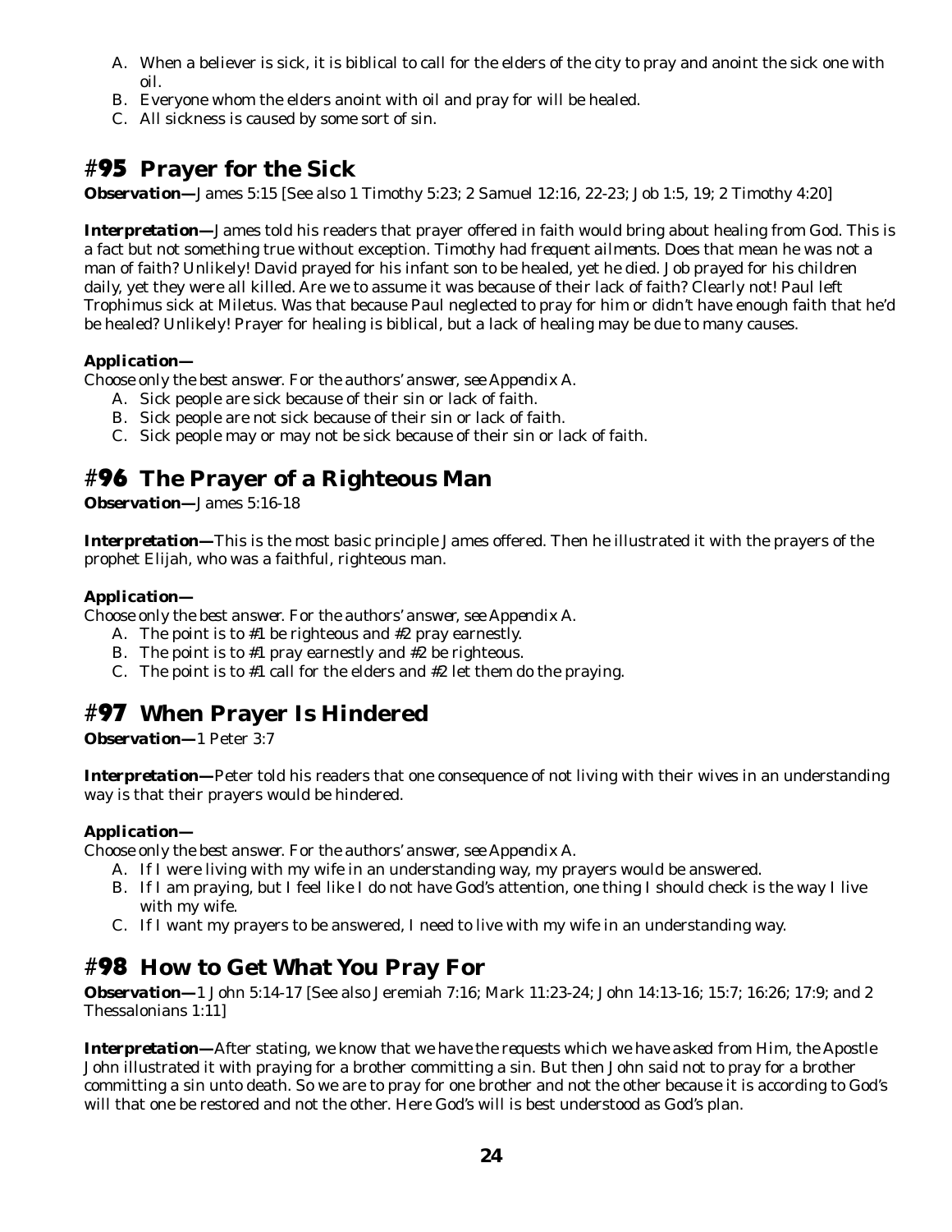A. When a believer is sick, it is biblical to call for the elders of the city to pray and anoint the sick one with oil.
B. Everyone whom the elders anoint with oil and pray for will be healed.
C. All sickness is caused by some sort of sin.

## #95 Prayer for the Sick

***Observation—*** *James 5:15 [See also 1 Timothy 5:23; 2 Samuel 12:16, 22-23; Job 1:5, 19; 2 Timothy 4:20]*

***Interpretation—*** *James told his readers that prayer offered in faith would bring about healing from God. This is a fact but not something true without exception. Timothy had frequent ailments. Does that mean he was not a man of faith? Unlikely! David prayed for his infant son to be healed, yet he died. Job prayed for his children daily, yet they were all killed. Are we to assume it was because of their lack of faith? Clearly not! Paul left Trophimus sick at Miletus. Was that because Paul neglected to pray for him or didn't have enough faith that he'd be healed? Unlikely! Prayer for healing is biblical, but a lack of healing may be due to many causes.*

***Application—***

*Choose only the best answer. For the authors' answer, see Appendix A.*

A. Sick people are sick because of their sin or lack of faith.
B. Sick people are not sick because of their sin or lack of faith.
C. Sick people may or may not be sick because of their sin or lack of faith.

## #96 The Prayer of a Righteous Man

***Observation—*** *James 5:16-18*

***Interpretation—*** This is the most basic principle James offered. Then he illustrated it with the prayers of the prophet Elijah, who was a faithful, righteous man.

***Application—***

*Choose only the best answer. For the authors' answer, see Appendix A.*

A. The point is to #1 be righteous and #2 pray earnestly.
B. The point is to #1 pray earnestly and #2 be righteous.
C. The point is to #1 call for the elders and #2 let them do the praying.

## #97 When Prayer Is Hindered

***Observation—*** 1 Peter 3:7

***Interpretation—*** Peter told his readers that one consequence of not living with their wives in an understanding way is that their prayers would be hindered.

***Application—***

*Choose only the best answer. For the authors' answer, see Appendix A.*

A. If I were living with my wife in an understanding way, my prayers would be answered.
B. If I am praying, but I feel like I do not have God's attention, one thing I should check is the way I live with my wife.
C. If I want my prayers to be answered, I need to live with my wife in an understanding way.

## #98 How to Get What You Pray For

***Observation—*** 1 John 5:14-17 [See also Jeremiah 7:16; Mark 11:23-24; John 14:13-16; 15:7; 16:26; 17:9; and 2 Thessalonians 1:11]

***Interpretation—*** After stating, *we know that we have the requests which we have asked from Him*, the Apostle John illustrated it with praying for a brother committing a sin. But then John said not to pray for a brother committing a sin unto death. So we are to pray for one brother and not the other because it is according to God's will that one be restored and not the other. Here God's will is best understood as God's plan.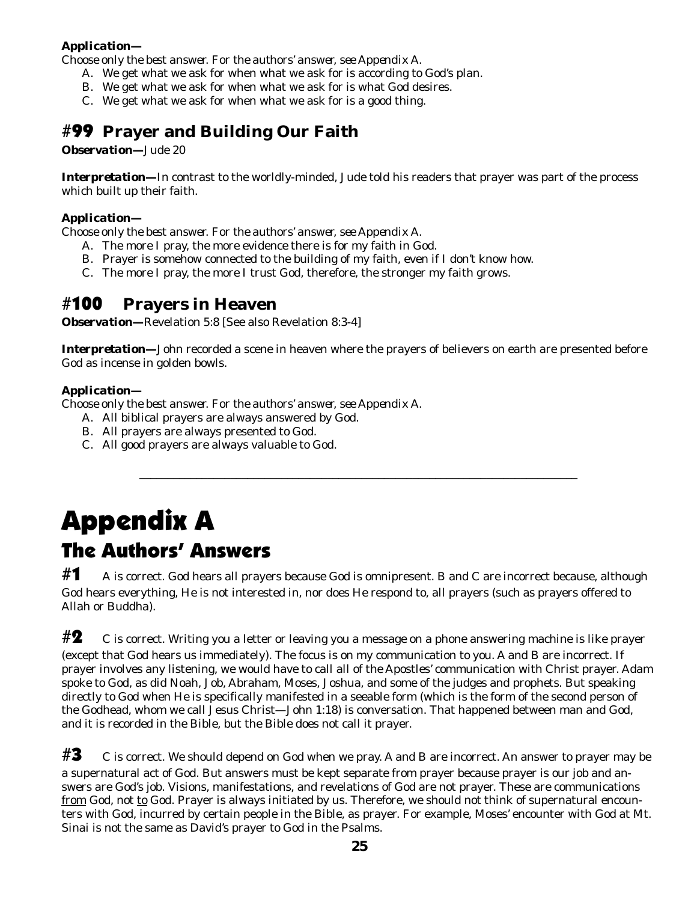**Application—**

*Choose only the best answer. For the authors' answer, see Appendix A.*

A. We get what we ask for when what we ask for is according to God's plan.
B. We get what we ask for when what we ask for is what God desires.
C. We get what we ask for when what we ask for is a good thing.

## #99 Prayer and Building Our Faith

***Observation—*** Jude 20

***Interpretation—*** In contrast to the worldly-minded, Jude told his readers that prayer was part of the process which built up their faith.

**Application—**

*Choose only the best answer. For the authors' answer, see Appendix A.*

A. The more I pray, the more evidence there is for my faith in God.
B. Prayer is somehow connected to the building of my faith, even if I don't know how.
C. The more I pray, the more I trust God, therefore, the stronger my faith grows.

## #100 Prayers in Heaven

***Observation—*** Revelation 5:8 [See also Revelation 8:3-4]

***Interpretation—*** John recorded a scene in heaven where the prayers of believers on earth are presented before God as incense in golden bowls.

**Application—**

*Choose only the best answer. For the authors' answer, see Appendix A.*

A. All biblical prayers are always answered by God.
B. All prayers are always presented to God.
C. All good prayers are always valuable to God.

---

# Appendix A

## The Authors' Answers

**#1** A is correct. God hears all prayers because God is omnipresent. B and C are incorrect because, although God hears everything, He is not interested in, nor does He respond to, all prayers (such as prayers offered to Allah or Buddha).

**#2** C is correct. Writing you a letter or leaving you a message on a phone answering machine is like prayer (except that God hears us immediately). The focus is on my communication to you. A and B are incorrect. If prayer involves any listening, we would have to call all of the Apostles' communication with Christ prayer. Adam spoke to God, as did Noah, Job, Abraham, Moses, Joshua, and some of the judges and prophets. But speaking directly to God when He is specifically manifested in a seeable form (which is the form of the second person of the Godhead, whom we call Jesus Christ—John 1:18) is conversation. That happened between man and God, and it is recorded in the Bible, but the Bible does not call it prayer.

**#3** C is correct. We should depend on God when we pray. A and B are incorrect. An answer to prayer may be a supernatural act of God. But answers must be kept separate from prayer because prayer is our job and answers are God's job. Visions, manifestations, and revelations of God are not prayer. These are communications from God, not to God. Prayer is always initiated by us. Therefore, we should not think of supernatural encounters with God, incurred by certain people in the Bible, as prayer. For example, Moses' encounter with God at Mt. Sinai is not the same as David's prayer to God in the Psalms.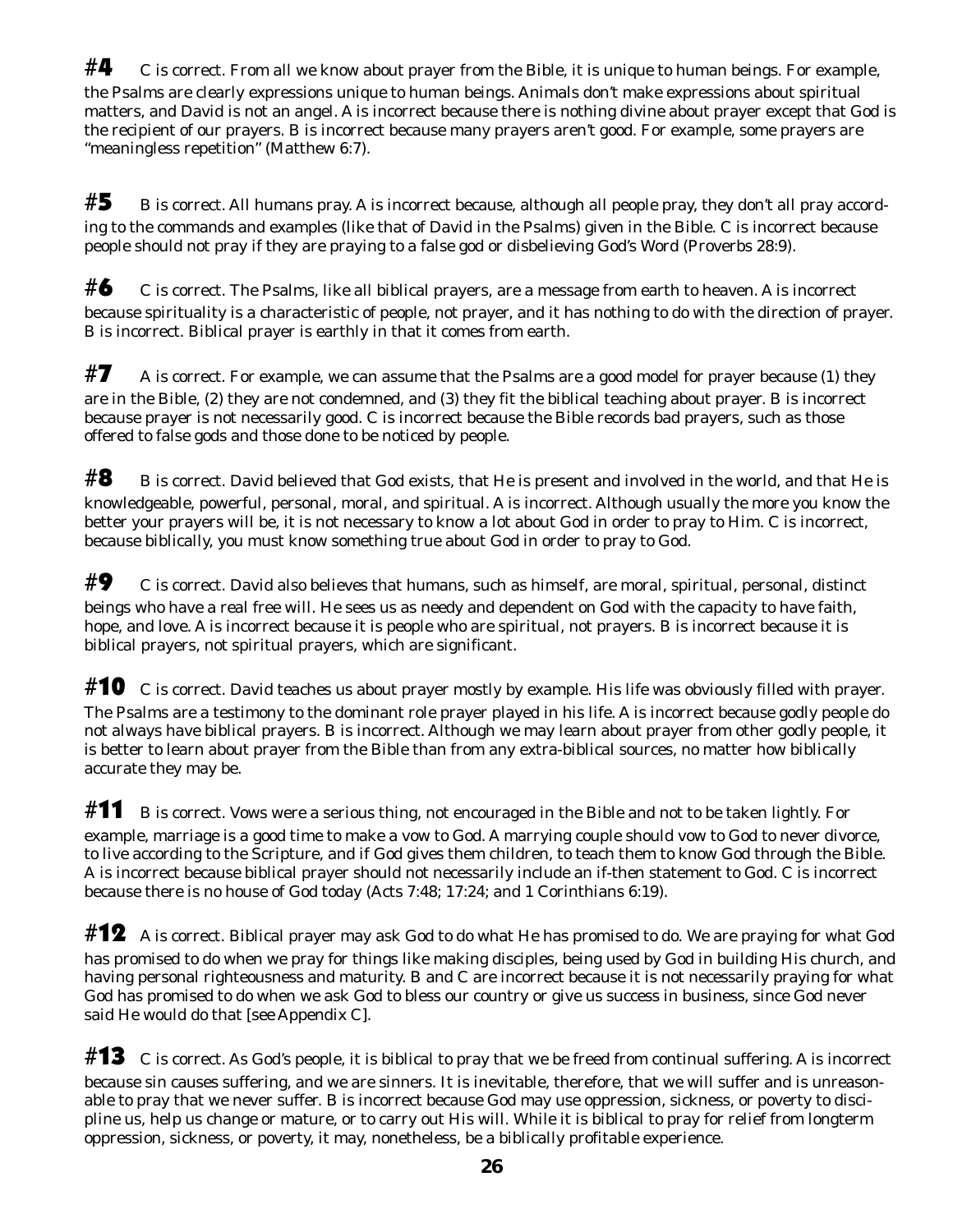**#4** C is correct. From all we know about prayer from the Bible, it is unique to human beings. For example, the Psalms are clearly expressions unique to human beings. Animals don't make expressions about spiritual matters, and David is not an angel. A is incorrect because there is nothing divine about prayer except that God is the recipient of our prayers. B is incorrect because many prayers aren't good. For example, some prayers are "meaningless repetition" (Matthew 6:7).

**#5** B is correct. All humans pray. A is incorrect because, although all people pray, they don't all pray according to the commands and examples (like that of David in the Psalms) given in the Bible. C is incorrect because people should not pray if they are praying to a false god or disbelieving God's Word (Proverbs 28:9).

**#6** C is correct. The Psalms, like all biblical prayers, are a message from earth to heaven. A is incorrect because spirituality is a characteristic of people, not prayer, and it has nothing to do with the direction of prayer. B is incorrect. Biblical prayer is earthly in that it comes from earth.

**#7** A is correct. For example, we can assume that the Psalms are a good model for prayer because (1) they are in the Bible, (2) they are not condemned, and (3) they fit the biblical teaching about prayer. B is incorrect because prayer is not necessarily good. C is incorrect because the Bible records bad prayers, such as those offered to false gods and those done to be noticed by people.

**#8** B is correct. David believed that God exists, that He is present and involved in the world, and that He is knowledgeable, powerful, personal, moral, and spiritual. A is incorrect. Although usually the more you know the better your prayers will be, it is not necessary to know a lot about God in order to pray to Him. C is incorrect, because biblically, you must know something true about God in order to pray to God.

**#9** C is correct. David also believes that humans, such as himself, are moral, spiritual, personal, distinct beings who have a real free will. He sees us as needy and dependent on God with the capacity to have faith, hope, and love. A is incorrect because it is people who are spiritual, not prayers. B is incorrect because it is biblical prayers, not spiritual prayers, which are significant.

**#10** C is correct. David teaches us about prayer mostly by example. His life was obviously filled with prayer. The Psalms are a testimony to the dominant role prayer played in his life. A is incorrect because godly people do not always have biblical prayers. B is incorrect. Although we may learn about prayer from other godly people, it is better to learn about prayer from the Bible than from any extra-biblical sources, no matter how biblically accurate they may be.

**#11** B is correct. Vows were a serious thing, not encouraged in the Bible and not to be taken lightly. For example, marriage is a good time to make a vow to God. A marrying couple should vow to God to never divorce, to live according to the Scripture, and if God gives them children, to teach them to know God through the Bible. A is incorrect because biblical prayer should not necessarily include an if-then statement to God. C is incorrect because there is no house of God today (Acts 7:48; 17:24; and 1 Corinthians 6:19).

**#12** A is correct. Biblical prayer may ask God to do what He has promised to do. We are praying for what God has promised to do when we pray for things like making disciples, being used by God in building His church, and having personal righteousness and maturity. B and C are incorrect because it is not necessarily praying for what God has promised to do when we ask God to bless our country or give us success in business, since God never said He would do that [see Appendix C].

**#13** C is correct. As God's people, it is biblical to pray that we be freed from continual suffering. A is incorrect because sin causes suffering, and we are sinners. It is inevitable, therefore, that we will suffer and is unreasonable to pray that we never suffer. B is incorrect because God may use oppression, sickness, or poverty to discipline us, help us change or mature, or to carry out His will. While it is biblical to pray for relief from longterm oppression, sickness, or poverty, it may, nonetheless, be a biblically profitable experience.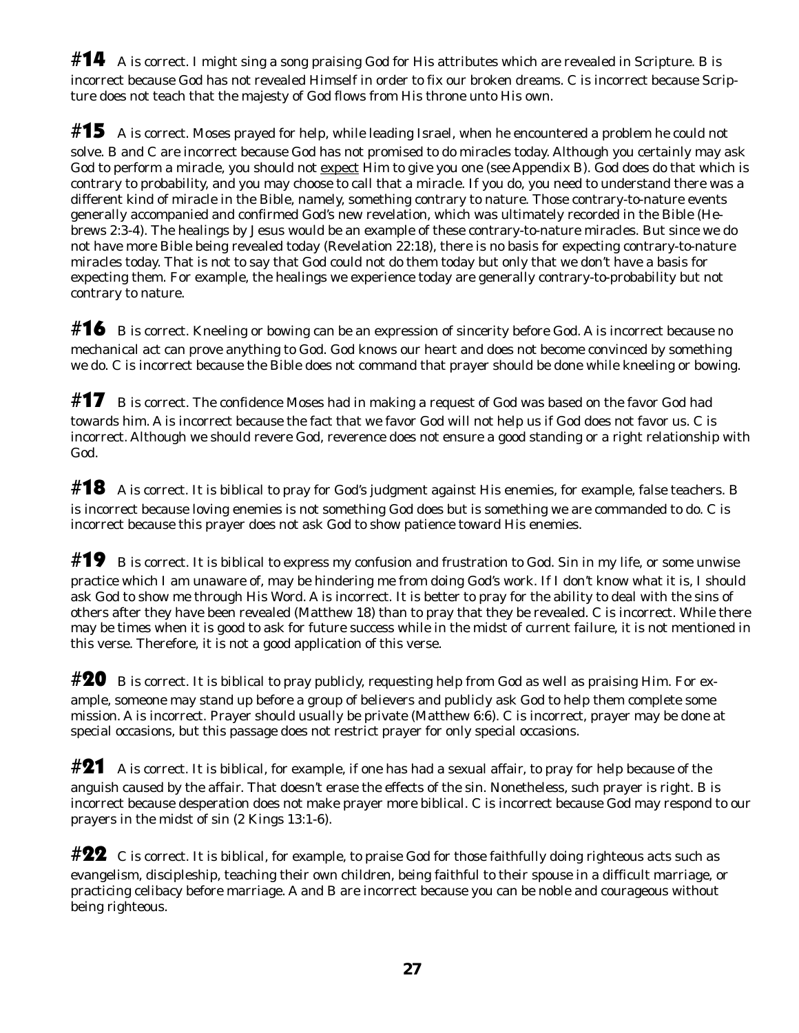**#14** A is correct. I might sing a song praising God for His attributes which are revealed in Scripture. B is incorrect because God has not revealed Himself in order to fix our broken dreams. C is incorrect because Scripture does not teach that the majesty of God flows from His throne unto His own.

**#15** A is correct. Moses prayed for help, while leading Israel, when he encountered a problem he could not solve. B and C are incorrect because God has not promised to do miracles today. Although you certainly may ask God to perform a miracle, you should not <u>expect</u> Him to give you one (see Appendix B). God does do that which is contrary to probability, and you may choose to call that a miracle. If you do, you need to understand there was a different kind of miracle in the Bible, namely, something contrary to nature. Those contrary-to-nature events generally accompanied and confirmed God's new revelation, which was ultimately recorded in the Bible (Hebrews 2:3-4). The healings by Jesus would be an example of these contrary-to-nature miracles. But since we do not have more Bible being revealed today (Revelation 22:18), there is no basis for expecting contrary-to-nature miracles today. That is not to say that God could not do them today but only that we don't have a basis for expecting them. For example, the healings we experience today are generally contrary-to-probability but not contrary to nature.

**#16** B is correct. Kneeling or bowing can be an expression of sincerity before God. A is incorrect because no mechanical act can prove anything to God. God knows our heart and does not become convinced by something we do. C is incorrect because the Bible does not command that prayer should be done while kneeling or bowing.

**#17** B is correct. The confidence Moses had in making a request of God was based on the favor God had towards him. A is incorrect because the fact that we favor God will not help us if God does not favor us. C is incorrect. Although we should revere God, reverence does not ensure a good standing or a right relationship with God.

**#18** A is correct. It is biblical to pray for God's judgment against His enemies, for example, false teachers. B is incorrect because loving enemies is not something God does but is something we are commanded to do. C is incorrect because this prayer does not ask God to show patience toward His enemies.

**#19** B is correct. It is biblical to express my confusion and frustration to God. Sin in my life, or some unwise practice which I am unaware of, may be hindering me from doing God's work. If I don't know what it is, I should ask God to show me through His Word. A is incorrect. It is better to pray for the ability to deal with the sins of others after they have been revealed (Matthew 18) than to pray that they be revealed. C is incorrect. While there may be times when it is good to ask for future success while in the midst of current failure, it is not mentioned in this verse. Therefore, it is not a good application of this verse.

**#20** B is correct. It is biblical to pray publicly, requesting help from God as well as praising Him. For example, someone may stand up before a group of believers and publicly ask God to help them complete some mission. A is incorrect. Prayer should usually be private (Matthew 6:6). C is incorrect, prayer may be done at special occasions, but this passage does not restrict prayer for only special occasions.

**#21** A is correct. It is biblical, for example, if one has had a sexual affair, to pray for help because of the anguish caused by the affair. That doesn't erase the effects of the sin. Nonetheless, such prayer is right. B is incorrect because desperation does not make prayer more biblical. C is incorrect because God may respond to our prayers in the midst of sin (2 Kings 13:1-6).

**#22** C is correct. It is biblical, for example, to praise God for those faithfully doing righteous acts such as evangelism, discipleship, teaching their own children, being faithful to their spouse in a difficult marriage, or practicing celibacy before marriage. A and B are incorrect because you can be noble and courageous without being righteous.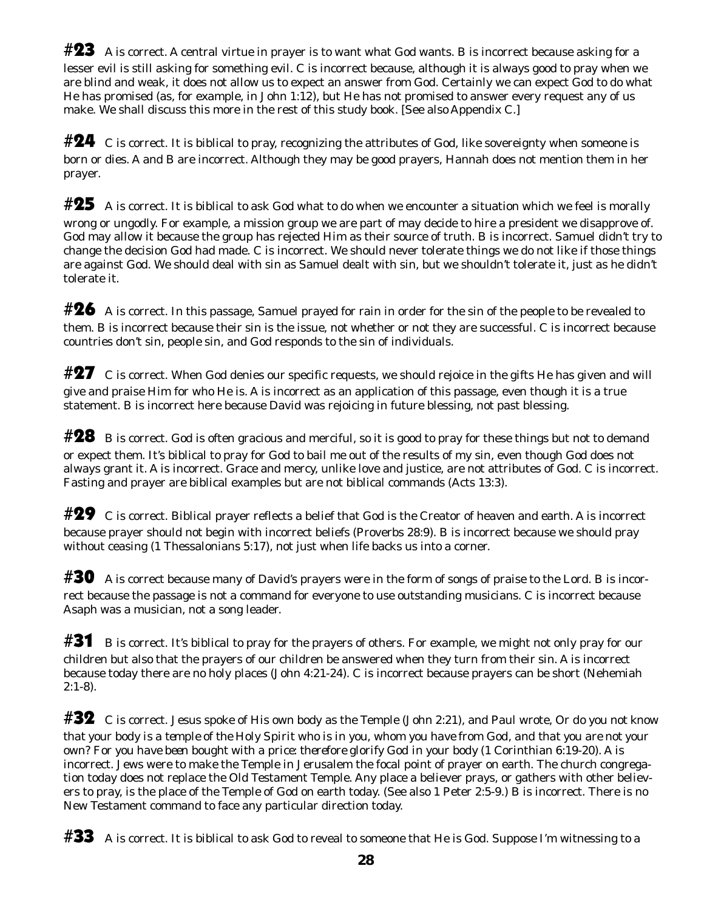**#23** A is correct. A central virtue in prayer is to want what God wants. B is incorrect because asking for a lesser evil is still asking for something evil. C is incorrect because, although it is always good to pray when we are blind and weak, it does not allow us to expect an answer from God. Certainly we can expect God to do what He has promised (as, for example, in John 1:12), but He has not promised to answer every request any of us make. We shall discuss this more in the rest of this study book. [See also Appendix C.]

**#24** C is correct. It is biblical to pray, recognizing the attributes of God, like sovereignty when someone is born or dies. A and B are incorrect. Although they may be good prayers, Hannah does not mention them in her prayer.

**#25** A is correct. It is biblical to ask God what to do when we encounter a situation which we feel is morally wrong or ungodly. For example, a mission group we are part of may decide to hire a president we disapprove of. God may allow it because the group has rejected Him as their source of truth. B is incorrect. Samuel didn't try to change the decision God had made. C is incorrect. We should never tolerate things we do not like if those things are against God. We should deal with sin as Samuel dealt with sin, but we shouldn't tolerate it, just as he didn't tolerate it.

**#26** A is correct. In this passage, Samuel prayed for rain in order for the sin of the people to be revealed to them. B is incorrect because their sin is the issue, not whether or not they are successful. C is incorrect because countries don't sin, people sin, and God responds to the sin of individuals.

**#27** C is correct. When God denies our specific requests, we should rejoice in the gifts He has given and will give and praise Him for who He is. A is incorrect as an application of this passage, even though it is a true statement. B is incorrect here because David was rejoicing in future blessing, not past blessing.

**#28** B is correct. God is often gracious and merciful, so it is good to pray for these things but not to demand or expect them. It's biblical to pray for God to bail me out of the results of my sin, even though God does not always grant it. A is incorrect. Grace and mercy, unlike love and justice, are not attributes of God. C is incorrect. Fasting and prayer are biblical examples but are not biblical commands (Acts 13:3).

**#29** C is correct. Biblical prayer reflects a belief that God is the Creator of heaven and earth. A is incorrect because prayer should not begin with incorrect beliefs (Proverbs 28:9). B is incorrect because we should pray without ceasing (1 Thessalonians 5:17), not just when life backs us into a corner.

**#30** A is correct because many of David's prayers were in the form of songs of praise to the Lord. B is incorrect because the passage is not a command for everyone to use outstanding musicians. C is incorrect because Asaph was a musician, not a song leader.

**#31** B is correct. It's biblical to pray for the prayers of others. For example, we might not only pray for our children but also that the prayers of our children be answered when they turn from their sin. A is incorrect because today there are no holy places (John 4:21-24). C is incorrect because prayers can be short (Nehemiah 2:1-8).

**#32** C is correct. Jesus spoke of His own body as the Temple (John 2:21), and Paul wrote, *Or do you not know that your body is a temple of the Holy Spirit who is in you, whom you have from God, and that you are not your own? For you have been bought with a price: therefore glorify God in your body* (1 Corinthian 6:19-20). A is incorrect. Jews were to make the Temple in Jerusalem the focal point of prayer on earth. The church congregation today does not replace the Old Testament Temple. Any place a believer prays, or gathers with other believers to pray, is the place of the Temple of God on earth today. (See also 1 Peter 2:5-9.) B is incorrect. There is no New Testament command to face any particular direction today.

**#33** A is correct. It is biblical to ask God to reveal to someone that He is God. Suppose I'm witnessing to a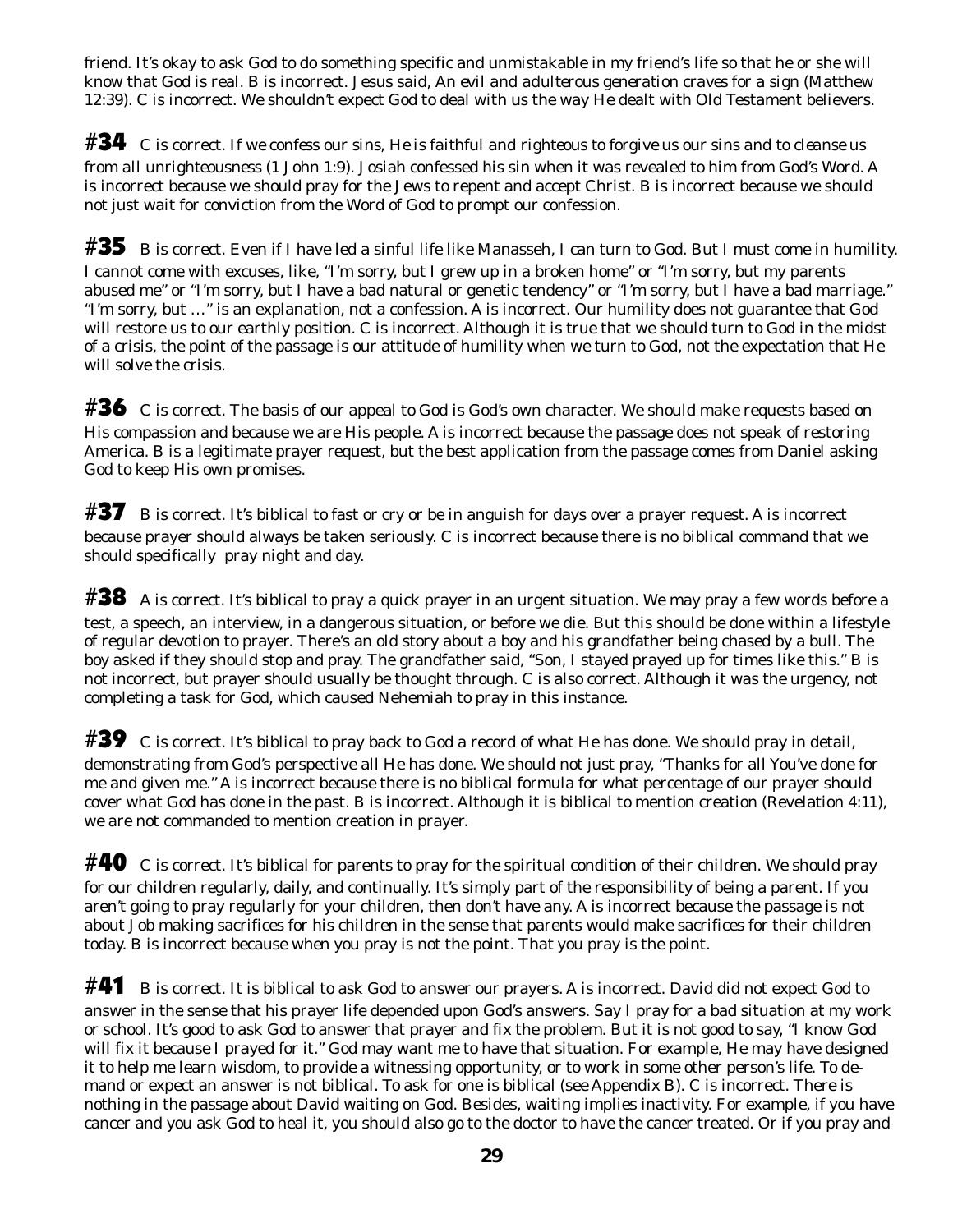friend. It's okay to ask God to do something specific and unmistakable in my friend's life so that he or she will know that God is real. B is incorrect. Jesus said, *An evil and adulterous generation craves for a sign* (Matthew 12:39). C is incorrect. We shouldn't expect God to deal with us the way He dealt with Old Testament believers.

**#34** C is correct. *If we confess our sins, He is faithful and righteous to forgive us our sins and to cleanse us from all unrighteousness* (1 John 1:9). Josiah confessed his sin when it was revealed to him from God's Word. A is incorrect because we should pray for the Jews to repent and accept Christ. B is incorrect because we should not just wait for conviction from the Word of God to prompt our confession.

**#35** B is correct. Even if I have led a sinful life like Manasseh, I can turn to God. But I must come in humility. I cannot come with excuses, like, "I'm sorry, but I grew up in a broken home" or "I'm sorry, but my parents abused me" or "I'm sorry, but I have a bad natural or genetic tendency" or "I'm sorry, but I have a bad marriage." "I'm sorry, but …" is an explanation, not a confession. A is incorrect. Our humility does not guarantee that God will restore us to our earthly position. C is incorrect. Although it is true that we should turn to God in the midst of a crisis, the point of the passage is our attitude of humility when we turn to God, not the expectation that He will solve the crisis.

**#36** C is correct. The basis of our appeal to God is God's own character. We should make requests based on His compassion and because we are His people. A is incorrect because the passage does not speak of restoring America. B is a legitimate prayer request, but the best application from the passage comes from Daniel asking God to keep His own promises.

**#37** B is correct. It's biblical to fast or cry or be in anguish for days over a prayer request. A is incorrect because prayer should always be taken seriously. C is incorrect because there is no biblical command that we should specifically pray night and day.

**#38** A is correct. It's biblical to pray a quick prayer in an urgent situation. We may pray a few words before a test, a speech, an interview, in a dangerous situation, or before we die. But this should be done within a lifestyle of regular devotion to prayer. There's an old story about a boy and his grandfather being chased by a bull. The boy asked if they should stop and pray. The grandfather said, "Son, I stayed prayed up for times like this." B is not incorrect, but prayer should usually be thought through. C is also correct. Although it was the urgency, not completing a task for God, which caused Nehemiah to pray in this instance.

**#39** C is correct. It's biblical to pray back to God a record of what He has done. We should pray in detail, demonstrating from God's perspective all He has done. We should not just pray, "Thanks for all You've done for me and given me." A is incorrect because there is no biblical formula for what percentage of our prayer should cover what God has done in the past. B is incorrect. Although it is biblical to mention creation (Revelation 4:11), we are not commanded to mention creation in prayer.

**#40** C is correct. It's biblical for parents to pray for the spiritual condition of their children. We should pray for our children regularly, daily, and continually. It's simply part of the responsibility of being a parent. If you aren't going to pray regularly for your children, then don't have any. A is incorrect because the passage is not about Job making sacrifices for his children in the sense that parents would make sacrifices for their children today. B is incorrect because when you pray is not the point. That you pray is the point.

**#41** B is correct. It is biblical to ask God to answer our prayers. A is incorrect. David did not expect God to answer in the sense that his prayer life depended upon God's answers. Say I pray for a bad situation at my work or school. It's good to ask God to answer that prayer and fix the problem. But it is not good to say, "I know God will fix it because I prayed for it." God may want me to have that situation. For example, He may have designed it to help me learn wisdom, to provide a witnessing opportunity, or to work in some other person's life. To demand or expect an answer is not biblical. To ask for one is biblical (see Appendix B). C is incorrect. There is nothing in the passage about David waiting on God. Besides, waiting implies inactivity. For example, if you have cancer and you ask God to heal it, you should also go to the doctor to have the cancer treated. Or if you pray and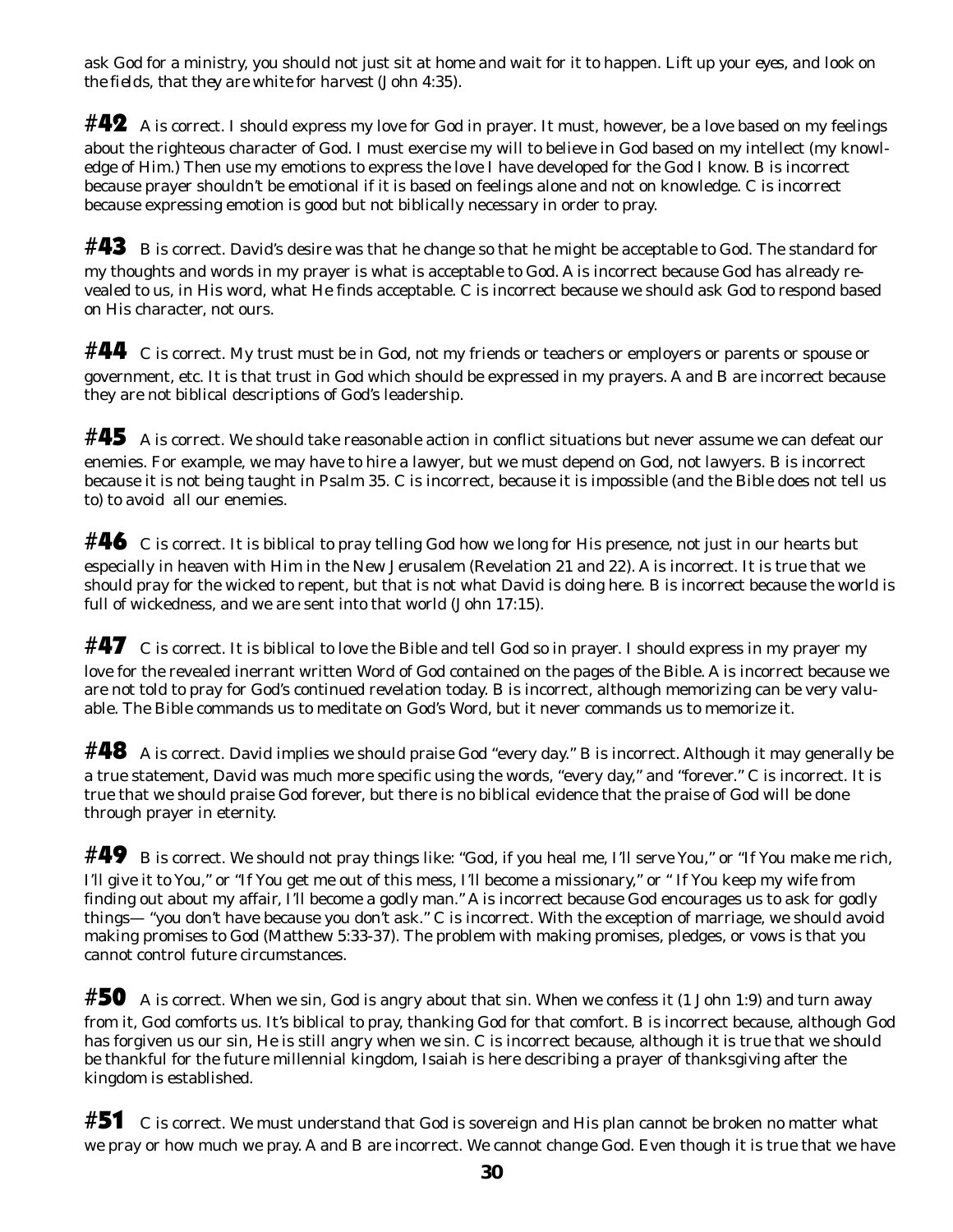ask God for a ministry, you should not just sit at home and wait for it to happen. *Lift up your eyes, and look on the fields, that they are white for harvest* (John 4:35).

**#42** A is correct. I should express my love for God in prayer. It must, however, be a love based on my feelings about the righteous character of God. I must exercise my will to believe in God based on my intellect (my knowledge of Him.) Then use my emotions to express the love I have developed for the God I know. B is incorrect because prayer shouldn't be emotional if it is based on feelings alone and not on knowledge. C is incorrect because expressing emotion is good but not biblically necessary in order to pray.

**#43** B is correct. David's desire was that he change so that he might be acceptable to God. The standard for my thoughts and words in my prayer is what is acceptable to God. A is incorrect because God has already revealed to us, in His word, what He finds acceptable. C is incorrect because we should ask God to respond based on His character, not ours.

**#44** C is correct. My trust must be in God, not my friends or teachers or employers or parents or spouse or government, etc. It is that trust in God which should be expressed in my prayers. A and B are incorrect because they are not biblical descriptions of God's leadership.

**#45** A is correct. We should take reasonable action in conflict situations but never assume we can defeat our enemies. For example, we may have to hire a lawyer, but we must depend on God, not lawyers. B is incorrect because it is not being taught in Psalm 35. C is incorrect, because it is impossible (and the Bible does not tell us to) to avoid all our enemies.

**#46** C is correct. It is biblical to pray telling God how we long for His presence, not just in our hearts but especially in heaven with Him in the New Jerusalem (Revelation 21 and 22). A is incorrect. It is true that we should pray for the wicked to repent, but that is not what David is doing here. B is incorrect because the world is full of wickedness, and we are sent into that world (John 17:15).

**#47** C is correct. It is biblical to love the Bible and tell God so in prayer. I should express in my prayer my love for the revealed inerrant written Word of God contained on the pages of the Bible. A is incorrect because we are not told to pray for God's continued revelation today. B is incorrect, although memorizing can be very valuable. The Bible commands us to meditate on God's Word, but it never commands us to memorize it.

**#48** A is correct. David implies we should praise God "every day." B is incorrect. Although it may generally be a true statement, David was much more specific using the words, "every day," and "forever." C is incorrect. It is true that we should praise God forever, but there is no biblical evidence that the praise of God will be done through prayer in eternity.

**#49** B is correct. We should not pray things like: "God, if you heal me, I'll serve You," or "If You make me rich, I'll give it to You," or "If You get me out of this mess, I'll become a missionary," or " If You keep my wife from finding out about my affair, I'll become a godly man." A is incorrect because God encourages us to ask for godly things— "you don't have because you don't ask." C is incorrect. With the exception of marriage, we should avoid making promises to God (Matthew 5:33-37). The problem with making promises, pledges, or vows is that you cannot control future circumstances.

**#50** A is correct. When we sin, God is angry about that sin. When we confess it (1 John 1:9) and turn away from it, God comforts us. It's biblical to pray, thanking God for that comfort. B is incorrect because, although God has forgiven us our sin, He is still angry when we sin. C is incorrect because, although it is true that we should be thankful for the future millennial kingdom, Isaiah is here describing a prayer of thanksgiving after the kingdom is established.

**#51** C is correct. We must understand that God is sovereign and His plan cannot be broken no matter what we pray or how much we pray. A and B are incorrect. We cannot change God. Even though it is true that we have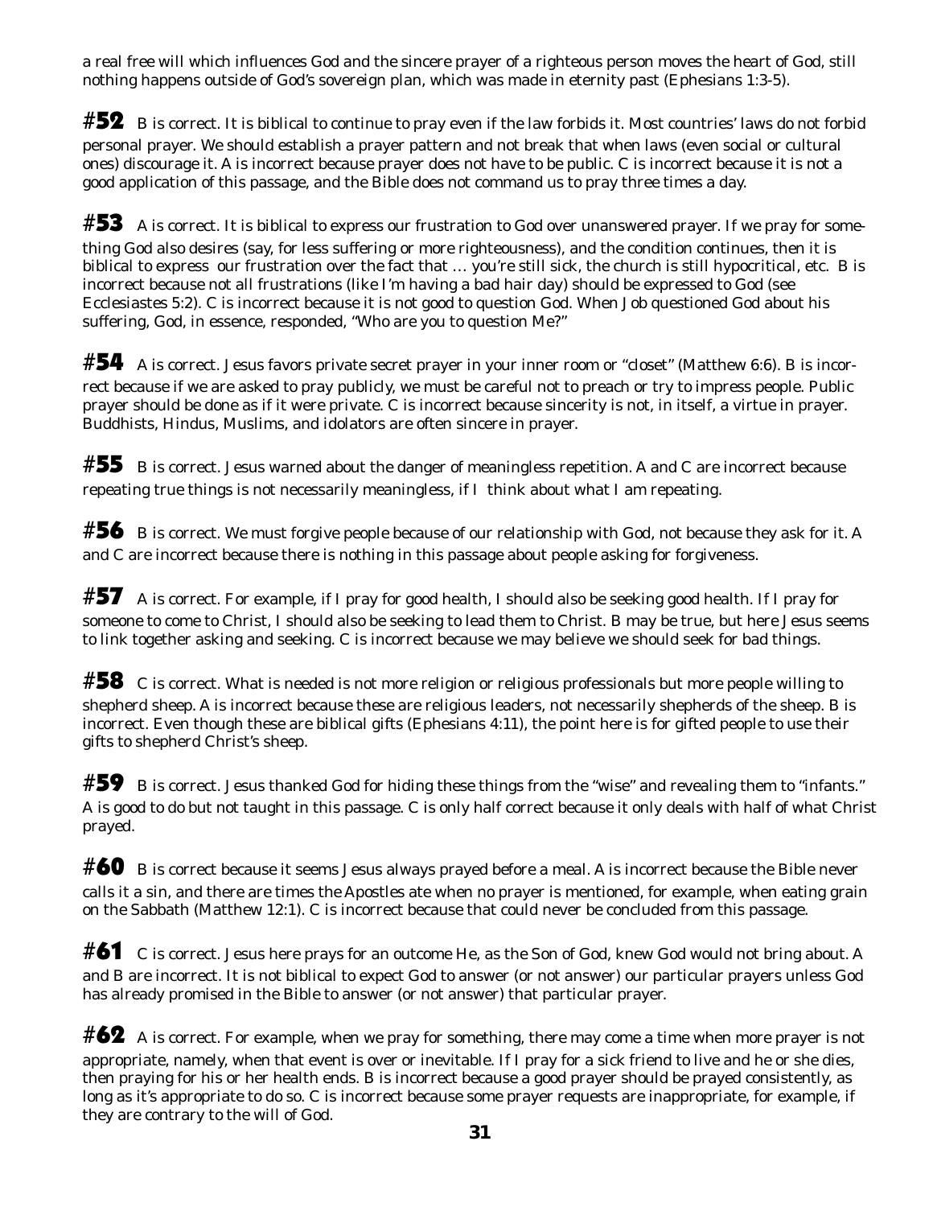a real free will which influences God and the sincere prayer of a righteous person moves the heart of God, still nothing happens outside of God's sovereign plan, which was made in eternity past (Ephesians 1:3-5).

**#52** B is correct. It is biblical to continue to pray even if the law forbids it. Most countries' laws do not forbid personal prayer. We should establish a prayer pattern and not break that when laws (even social or cultural ones) discourage it. A is incorrect because prayer does not have to be public. C is incorrect because it is not a good application of this passage, and the Bible does not command us to pray three times a day.

**#53** A is correct. It is biblical to express our frustration to God over unanswered prayer. If we pray for something God also desires (say, for less suffering or more righteousness), and the condition continues, then it is biblical to express our frustration over the fact that … you're still sick, the church is still hypocritical, etc. B is incorrect because not all frustrations (like I'm having a bad hair day) should be expressed to God (see Ecclesiastes 5:2). C is incorrect because it is not good to question God. When Job questioned God about his suffering, God, in essence, responded, "Who are you to question Me?"

**#54** A is correct. Jesus favors private secret prayer in your inner room or "closet" (Matthew 6:6). B is incorrect because if we are asked to pray publicly, we must be careful not to preach or try to impress people. Public prayer should be done as if it were private. C is incorrect because sincerity is not, in itself, a virtue in prayer. Buddhists, Hindus, Muslims, and idolators are often sincere in prayer.

**#55** B is correct. Jesus warned about the danger of meaningless repetition. A and C are incorrect because repeating true things is not necessarily meaningless, if I think about what I am repeating.

**#56** B is correct. We must forgive people because of our relationship with God, not because they ask for it. A and C are incorrect because there is nothing in this passage about people asking for forgiveness.

**#57** A is correct. For example, if I pray for good health, I should also be seeking good health. If I pray for someone to come to Christ, I should also be seeking to lead them to Christ. B may be true, but here Jesus seems to link together asking and seeking. C is incorrect because we may believe we should seek for bad things.

**#58** C is correct. What is needed is not more religion or religious professionals but more people willing to shepherd sheep. A is incorrect because these are religious leaders, not necessarily shepherds of the sheep. B is incorrect. Even though these are biblical gifts (Ephesians 4:11), the point here is for gifted people to use their gifts to shepherd Christ's sheep.

**#59** B is correct. Jesus thanked God for hiding these things from the "wise" and revealing them to "infants." A is good to do but not taught in this passage. C is only half correct because it only deals with half of what Christ prayed.

**#60** B is correct because it seems Jesus always prayed before a meal. A is incorrect because the Bible never calls it a sin, and there are times the Apostles ate when no prayer is mentioned, for example, when eating grain on the Sabbath (Matthew 12:1). C is incorrect because that could never be concluded from this passage.

**#61** C is correct. Jesus here prays for an outcome He, as the Son of God, knew God would not bring about. A and B are incorrect. It is not biblical to expect God to answer (or not answer) our particular prayers unless God has already promised in the Bible to answer (or not answer) that particular prayer.

**#62** A is correct. For example, when we pray for something, there may come a time when more prayer is not appropriate, namely, when that event is over or inevitable. If I pray for a sick friend to live and he or she dies, then praying for his or her health ends. B is incorrect because a good prayer should be prayed consistently, as long as it's appropriate to do so. C is incorrect because some prayer requests are inappropriate, for example, if they are contrary to the will of God.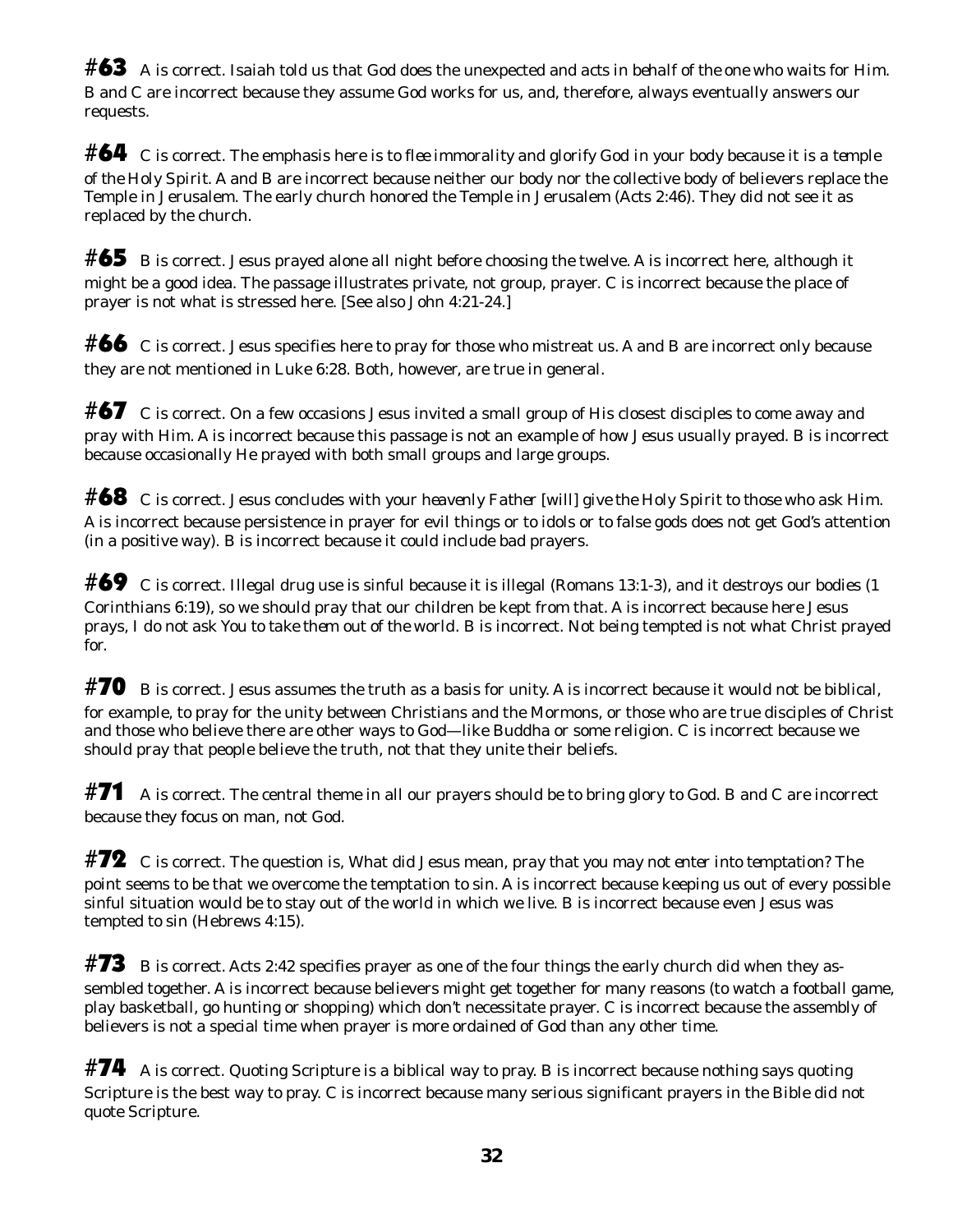**#63** A is correct. Isaiah told us that God does the unexpected and *acts in behalf of the one who waits for Him*. B and C are incorrect because they assume God works for us, and, therefore, always eventually answers our requests.

**#64** C is correct. The emphasis here is to *flee immorality* and *glorify God in your body* because it is *a temple of the Holy Spirit*. A and B are incorrect because neither our body nor the collective body of believers replace the Temple in Jerusalem. The early church honored the Temple in Jerusalem (Acts 2:46). They did not see it as replaced by the church.

**#65** B is correct. Jesus prayed alone all night before choosing the twelve. A is incorrect here, although it might be a good idea. The passage illustrates private, not group, prayer. C is incorrect because the place of prayer is not what is stressed here. [See also John 4:21-24.]

**#66** C is correct. Jesus specifies here to pray for those who mistreat us. A and B are incorrect only because they are not mentioned in Luke 6:28. Both, however, are true in general.

**#67** C is correct. On a few occasions Jesus invited a small group of His closest disciples to come away and pray with Him. A is incorrect because this passage is not an example of how Jesus usually prayed. B is incorrect because occasionally He prayed with both small groups and large groups.

**#68** C is correct. Jesus concludes with *your heavenly Father [will] give the Holy Spirit to those who ask Him*. A is incorrect because persistence in prayer for evil things or to idols or to false gods does not get God's attention (in a positive way). B is incorrect because it could include bad prayers.

**#69** C is correct. Illegal drug use is sinful because it is illegal (Romans 13:1-3), and it destroys our bodies (1 Corinthians 6:19), so we should pray that our children be kept from that. A is incorrect because here Jesus prays, *I do not ask You to take them out of the world*. B is incorrect. Not being tempted is not what Christ prayed for.

**#70** B is correct. Jesus assumes the truth as a basis for unity. A is incorrect because it would not be biblical, for example, to pray for the unity between Christians and the Mormons, or those who are true disciples of Christ and those who believe there are other ways to God—like Buddha or some religion. C is incorrect because we should pray that people believe the truth, not that they unite their beliefs.

**#71** A is correct. The central theme in all our prayers should be to bring glory to God. B and C are incorrect because they focus on man, not God.

**#72** C is correct. The question is, What did Jesus mean, *pray that you may not enter into temptation*? The point seems to be that we overcome the temptation to sin. A is incorrect because keeping us out of every possible sinful situation would be to stay out of the world in which we live. B is incorrect because even Jesus was tempted to sin (Hebrews 4:15).

**#73** B is correct. Acts 2:42 specifies prayer as one of the four things the early church did when they assembled together. A is incorrect because believers might get together for many reasons (to watch a football game, play basketball, go hunting or shopping) which don't necessitate prayer. C is incorrect because the assembly of believers is not a special time when prayer is more ordained of God than any other time.

**#74** A is correct. Quoting Scripture is a biblical way to pray. B is incorrect because nothing says quoting Scripture is the best way to pray. C is incorrect because many serious significant prayers in the Bible did not quote Scripture.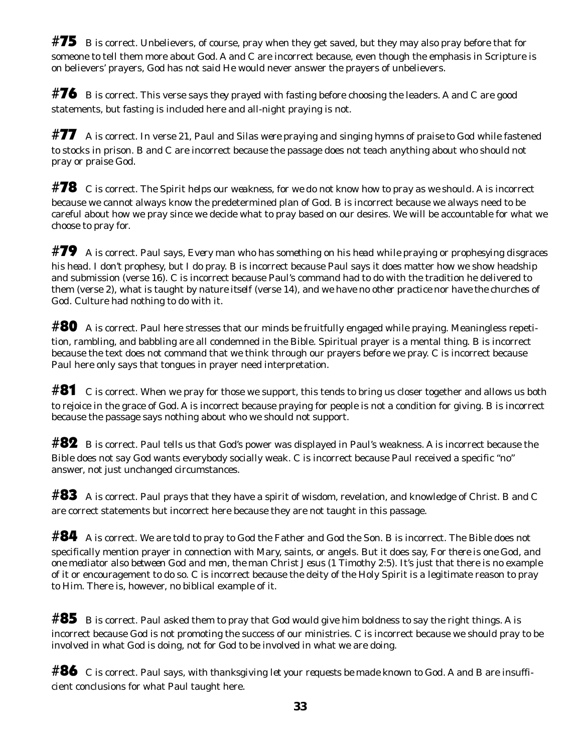**#75** B is correct. Unbelievers, of course, pray when they get saved, but they may also pray before that for someone to tell them more about God. A and C are incorrect because, even though the emphasis in Scripture is on believers' prayers, God has not said He would never answer the prayers of unbelievers.

**#76** B is correct. This verse says *they prayed with fasting* before choosing the leaders. A and C are good statements, but fasting is included here and all-night praying is not.

**#77** A is correct. In verse 21, Paul and Silas *were praying and singing hymns of praise to God* while fastened to stocks in prison. B and C are incorrect because the passage does not teach anything about who should not pray or praise God.

**#78** C is correct. *The Spirit helps our weakness, for we do not know how to pray as we should.* A is incorrect because we cannot always know the predetermined plan of God. B is incorrect because we always need to be careful about how we pray since we decide what to pray based on our desires. We will be accountable for what we choose to pray for.

**#79** A is correct. Paul says, *Every man who has something on his head while praying or prophesying disgraces his head.* I don't prophesy, but I do pray. B is incorrect because Paul says it does matter how we show headship and submission (verse 16). C is incorrect because Paul's command had to do with the tradition he delivered to them (verse 2), what is taught by nature itself (verse 14), and *we have no other practice nor have the churches of God.* Culture had nothing to do with it.

**#80** A is correct. Paul here stresses that our minds be fruitfully engaged while praying. Meaningless repetition, rambling, and babbling are all condemned in the Bible. Spiritual prayer is a mental thing. B is incorrect because the text does not command that we think through our prayers before we pray. C is incorrect because Paul here only says that tongues in prayer need interpretation.

**#81** C is correct. When we pray for those we support, this tends to bring us closer together and allows us both to rejoice in the grace of God. A is incorrect because praying for people is not a condition for giving. B is incorrect because the passage says nothing about who we should not support.

**#82** B is correct. Paul tells us that God's power was displayed in Paul's weakness. A is incorrect because the Bible does not say God wants everybody socially weak. C is incorrect because Paul received a specific "no" answer, not just unchanged circumstances.

**#83** A is correct. Paul prays that they have a spirit of wisdom, revelation, and knowledge of Christ. B and C are correct statements but incorrect here because they are not taught in this passage.

**#84** A is correct. We are told to pray to God the Father and God the Son. B is incorrect. The Bible does not specifically mention prayer in connection with Mary, saints, or angels. But it does say, *For there is one God, and one mediator also between God and men, the man Christ Jesus* (1 Timothy 2:5). It's just that there is no example of it or encouragement to do so. C is incorrect because the deity of the Holy Spirit is a legitimate reason to pray to Him. There is, however, no biblical example of it.

**#85** B is correct. Paul asked them to pray that God would give him boldness to say the right things. A is incorrect because God is not promoting the success of our ministries. C is incorrect because we should pray to be involved in what God is doing, not for God to be involved in what we are doing.

**#86** C is correct. Paul says, *with thanksgiving let your requests be made known to God.* A and B are insufficient conclusions for what Paul taught here.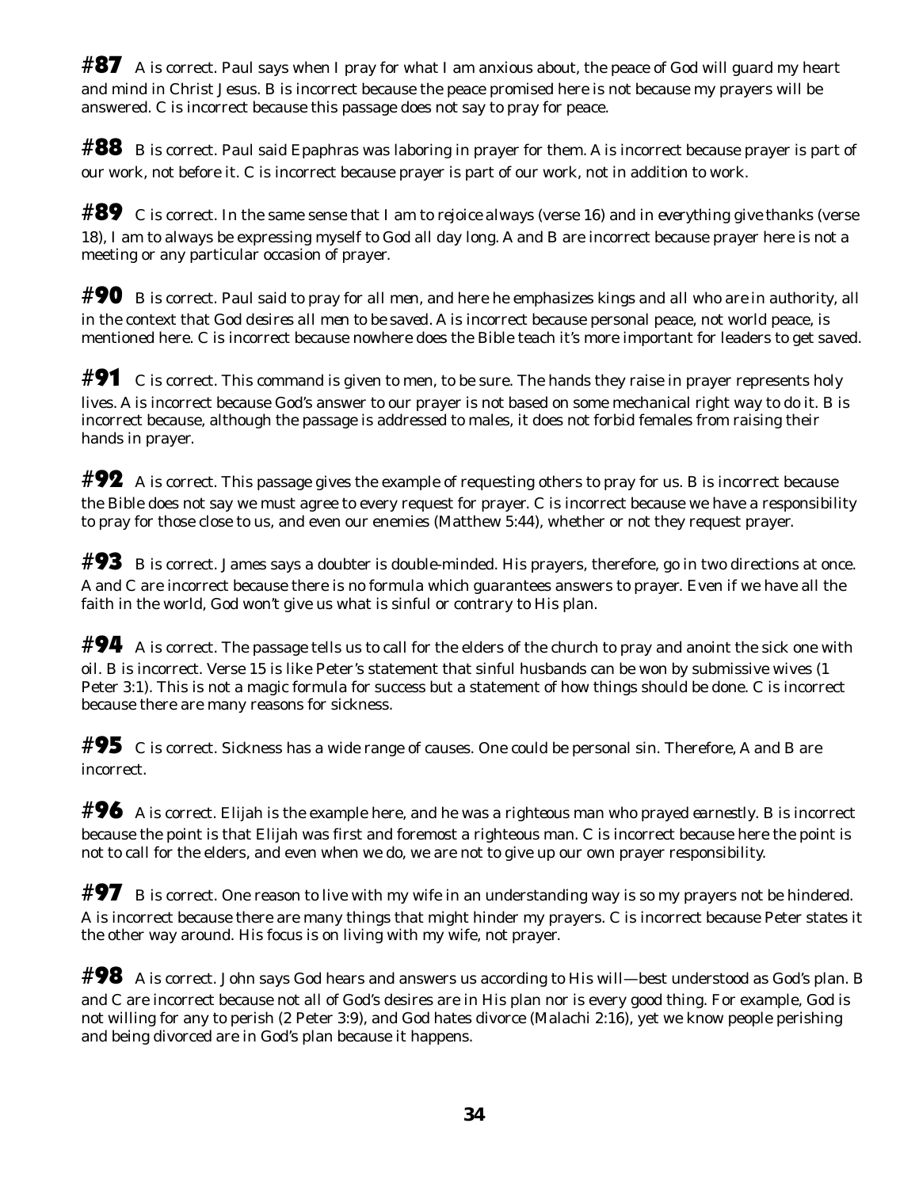**#87** A is correct. Paul says when I pray for what I am anxious about, the peace of God will guard my heart and mind in Christ Jesus. B is incorrect because the peace promised here is not because my prayers will be answered. C is incorrect because this passage does not say to pray for peace.

**#88** B is correct. Paul said Epaphras was laboring in prayer for them. A is incorrect because prayer is part of our work, not before it. C is incorrect because prayer is part of our work, not in addition to work.

**#89** C is correct. In the same sense that I am to *rejoice always* (verse 16) and *in everything give thanks* (verse 18), I am to always be expressing myself to God all day long. A and B are incorrect because prayer here is not a meeting or any particular occasion of prayer.

**#90** B is correct. Paul said to pray for *all men*, and here he emphasizes *kings and all who are in authority*, all in the context that *God desires all men to be saved*. A is incorrect because personal peace, not world peace, is mentioned here. C is incorrect because nowhere does the Bible teach it's more important for leaders to get saved.

**#91** C is correct. This command is given to men, to be sure. The hands they raise in prayer represents holy lives. A is incorrect because God's answer to our prayer is not based on some mechanical right way to do it. B is incorrect because, although the passage is addressed to males, it does not forbid females from raising their hands in prayer.

**#92** A is correct. This passage gives the example of requesting others to pray for us. B is incorrect because the Bible does not say we must agree to every request for prayer. C is incorrect because we have a responsibility to pray for those close to us, and even our enemies (Matthew 5:44), whether or not they request prayer.

**#93** B is correct. James says a doubter is double-minded. His prayers, therefore, go in two directions at once. A and C are incorrect because there is no formula which guarantees answers to prayer. Even if we have all the faith in the world, God won't give us what is sinful or contrary to His plan.

**#94** A is correct. The passage tells us to call for the elders of the church to pray and anoint the sick one with oil. B is incorrect. Verse 15 is like Peter's statement that sinful husbands can be won by submissive wives (1 Peter 3:1). This is not a magic formula for success but a statement of how things should be done. C is incorrect because there are many reasons for sickness.

**#95** C is correct. Sickness has a wide range of causes. One could be personal sin. Therefore, A and B are incorrect.

**#96** A is correct. Elijah is the example here, and he was a *righteous* man who *prayed earnestly*. B is incorrect because the point is that Elijah was first and foremost a righteous man. C is incorrect because here the point is not to call for the elders, and even when we do, we are not to give up our own prayer responsibility.

**#97** B is correct. One reason to live with my wife in an understanding way is so my prayers not be hindered. A is incorrect because there are many things that might hinder my prayers. C is incorrect because Peter states it the other way around. His focus is on living with my wife, not prayer.

**#98** A is correct. John says God hears and answers us according to His will—best understood as God's plan. B and C are incorrect because not all of God's desires are in His plan nor is every good thing. For example, God is not willing for any to perish (2 Peter 3:9), and God hates divorce (Malachi 2:16), yet we know people perishing and being divorced are in God's plan because it happens.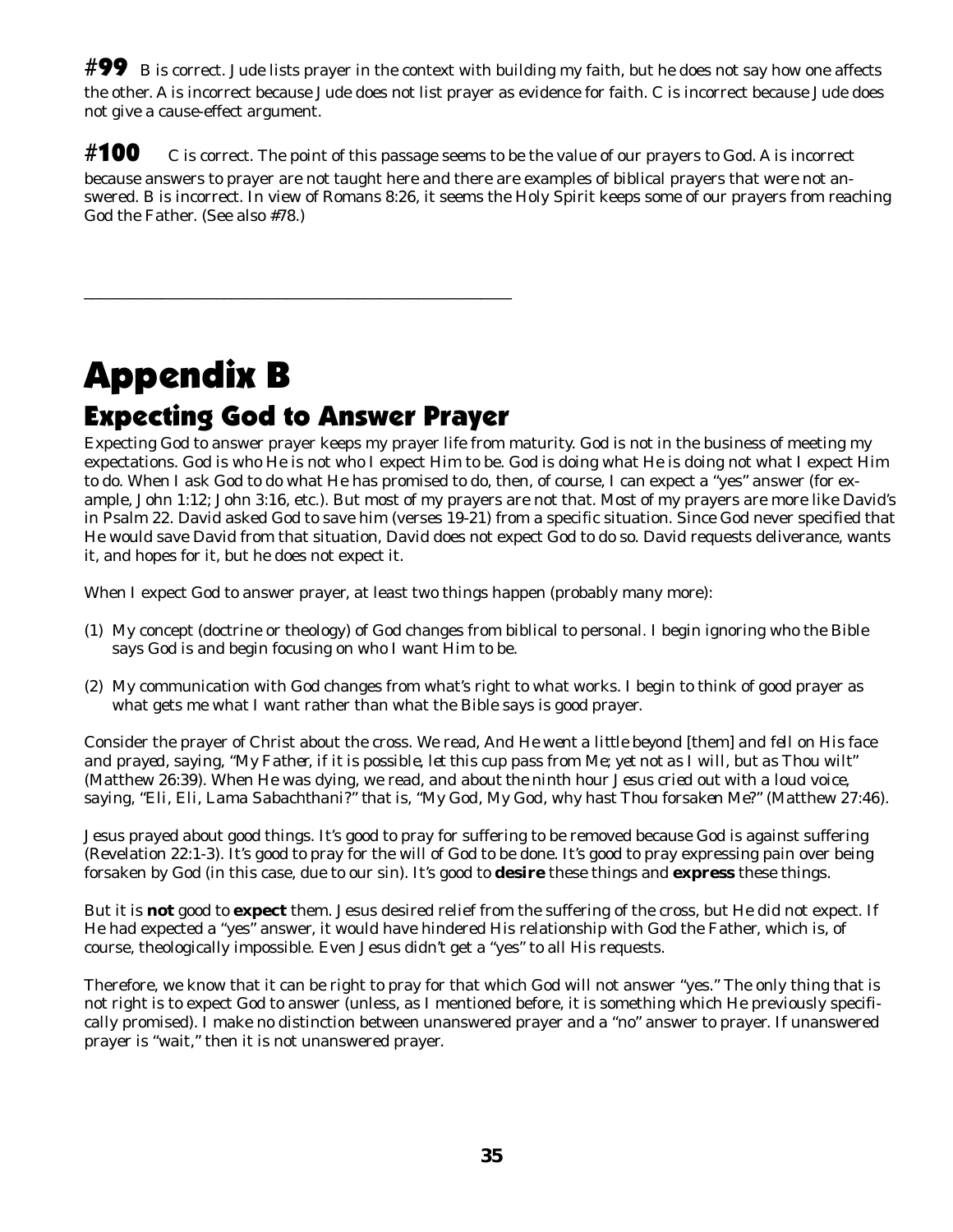**#99** B is correct. Jude lists prayer in the context with building my faith, but he does not say how one affects the other. A is incorrect because Jude does not list prayer as evidence for faith. C is incorrect because Jude does not give a cause-effect argument.

**#100** C is correct. The point of this passage seems to be the value of our prayers to God. A is incorrect because answers to prayer are not taught here and there are examples of biblical prayers that were not answered. B is incorrect. In view of Romans 8:26, it seems the Holy Spirit keeps some of our prayers from reaching God the Father. (See also #78.)

---

# Appendix B

## Expecting God to Answer Prayer

Expecting God to answer prayer keeps my prayer life from maturity. God is not in the business of meeting my expectations. God is who He is not who I expect Him to be. God is doing what He is doing not what I expect Him to do. When I ask God to do what He has promised to do, then, of course, I can expect a "yes" answer (for example, John 1:12; John 3:16, etc.). But most of my prayers are not that. Most of my prayers are more like David's in Psalm 22. David asked God to save him (verses 19-21) from a specific situation. Since God never specified that He would save David from that situation, David does not expect God to do so. David requests deliverance, wants it, and hopes for it, but he does not expect it.

When I expect God to answer prayer, at least two things happen (probably many more):

(1) My concept (doctrine or theology) of God changes from biblical to personal. I begin ignoring who the Bible says God is and begin focusing on who I want Him to be.

(2) My communication with God changes from what's right to what works. I begin to think of good prayer as what gets me what I want rather than what the Bible says is good prayer.

Consider the prayer of Christ about the cross. We read, *And He went a little beyond [them] and fell on His face and prayed, saying, "My Father, if it is possible, let this cup pass from Me; yet not as I will, but as Thou wilt"* (Matthew 26:39). When He was dying, we read, *and about the ninth hour Jesus cried out with a loud voice, saying, "Eli, Eli, Lama Sabachthani?" that is, "My God, My God, why hast Thou forsaken Me?"* (Matthew 27:46).

Jesus prayed about good things. It's good to pray for suffering to be removed because God is against suffering (Revelation 22:1-3). It's good to pray for the will of God to be done. It's good to pray expressing pain over being forsaken by God (in this case, due to our sin). It's good to **desire** these things and **express** these things.

But it is **not** good to **expect** them. Jesus desired relief from the suffering of the cross, but He did not expect. If He had expected a "yes" answer, it would have hindered His relationship with God the Father, which is, of course, theologically impossible. Even Jesus didn't get a "yes" to all His requests.

Therefore, we know that it can be right to pray for that which God will not answer "yes." The only thing that is not right is to expect God to answer (unless, as I mentioned before, it is something which He previously specifically promised). I make no distinction between unanswered prayer and a "no" answer to prayer. If unanswered prayer is "wait," then it is not unanswered prayer.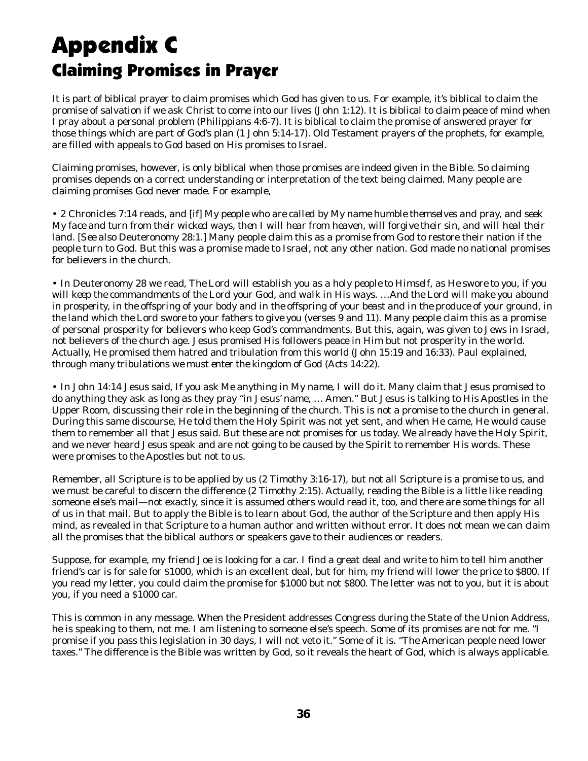# Appendix C

## Claiming Promises in Prayer

It is part of biblical prayer to claim promises which God has given to us. For example, it's biblical to claim the promise of salvation if we ask Christ to come into our lives (John 1:12). It is biblical to claim peace of mind when I pray about a personal problem (Philippians 4:6-7). It is biblical to claim the promise of answered prayer for those things which are part of God's plan (1 John 5:14-17). Old Testament prayers of the prophets, for example, are filled with appeals to God based on His promises to Israel.

Claiming promises, however, is only biblical when those promises are indeed given in the Bible. So claiming promises depends on a correct understanding or interpretation of the text being claimed. Many people are claiming promises God never made. For example,

- 2 Chronicles 7:14 reads, *and [if] My people who are called by My name humble themselves and pray, and seek My face and turn from their wicked ways, then I will hear from heaven, will forgive their sin, and will heal their land.* [See also Deuteronomy 28:1.] Many people claim this as a promise from God to restore their nation if the people turn to God. But this was a promise made to Israel, not any other nation. God made no national promises for believers in the church.

- In Deuteronomy 28 we read, *The Lord will establish you as a holy people to Himself, as He swore to you, if you will keep the commandments of the Lord your God, and walk in His ways. …And the Lord will make you abound in prosperity, in the offspring of your body and in the offspring of your beast and in the produce of your ground, in the land which the Lord swore to your fathers to give you* (verses 9 and 11). Many people claim this as a promise of personal prosperity for believers who keep God's commandments. But this, again, was given to Jews in Israel, not believers of the church age. Jesus promised His followers peace in Him but not prosperity in the world. Actually, He promised them hatred and tribulation from this world (John 15:19 and 16:33). Paul explained, *through many tribulations we must enter the kingdom of God* (Acts 14:22).

- In John 14:14 Jesus said, *If you ask Me anything in My name, I will do it.* Many claim that Jesus promised to do anything they ask as long as they pray "in Jesus' name, … Amen." But Jesus is talking to His Apostles in the Upper Room, discussing their role in the beginning of the church. This is not a promise to the church in general. During this same discourse, He told them the Holy Spirit was not yet sent, and when He came, He would cause them to remember all that Jesus said. But these are not promises for us today. We already have the Holy Spirit, and we never heard Jesus speak and are not going to be caused by the Spirit to remember His words. These were promises to the Apostles but not to us.

Remember, all Scripture is to be applied by us (2 Timothy 3:16-17), but not all Scripture is a promise to us, and we must be careful to discern the difference (2 Timothy 2:15). Actually, reading the Bible is a little like reading someone else's mail—not exactly, since it is assumed others would read it, too, and there are some things for all of us in that mail. But to apply the Bible is to learn about God, the author of the Scripture and then apply His mind, as revealed in that Scripture to a human author and written without error. It does not mean we can claim all the promises that the biblical authors or speakers gave to their audiences or readers.

Suppose, for example, my friend Joe is looking for a car. I find a great deal and write to him to tell him another friend's car is for sale for $1000, which is an excellent deal, but for him, my friend will lower the price to $800. If you read my letter, you could claim the promise for $1000 but not $800. The letter was not to you, but it is about you, if you need a $1000 car.

This is common in any message. When the President addresses Congress during the State of the Union Address, he is speaking to them, not me. I am listening to someone else's speech. Some of its promises are not for me. "I promise if you pass this legislation in 30 days, I will not veto it." Some of it is. "The American people need lower taxes." The difference is the Bible was written by God, so it reveals the heart of God, which is always applicable.